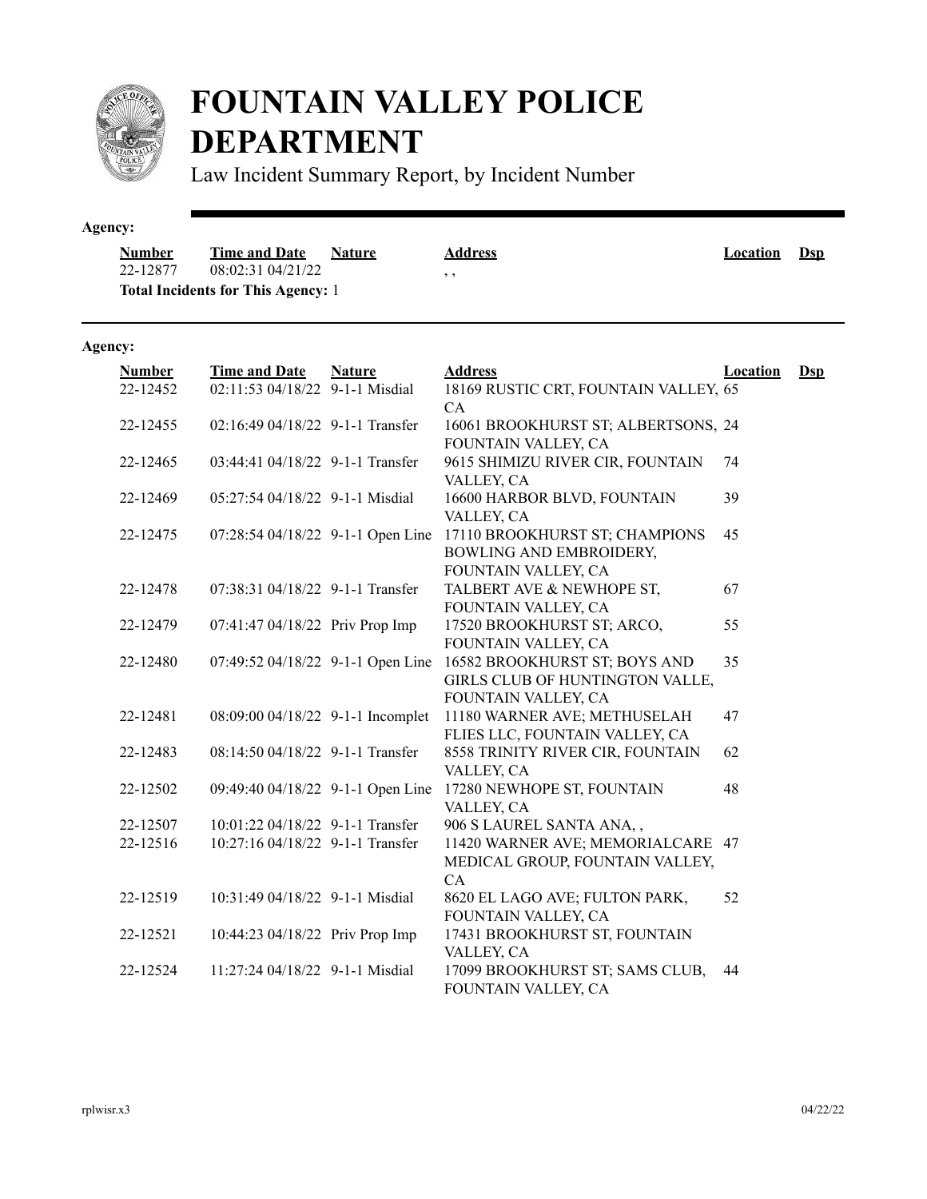# FOUNTAIN VALLEY POLICE DEPARTMENT

Law Incident Summary Report, by Incident Number

**Agency:**

| Number | Time and Date | Nature | Address | Location | Dsp |
|---|---|---|---|---|---|
| 22-12877 | 08:02:31 04/21/22 | | , , | | |

**Total Incidents for This Agency:** 1

**Agency:**

| Number | Time and Date | Nature | Address | Location | Dsp |
|---|---|---|---|---|---|
| 22-12452 | 02:11:53 04/18/22 | 9-1-1 Misdial | 18169 RUSTIC CRT, FOUNTAIN VALLEY, CA | 65 | |
| 22-12455 | 02:16:49 04/18/22 | 9-1-1 Transfer | 16061 BROOKHURST ST; ALBERTSONS, FOUNTAIN VALLEY, CA | 24 | |
| 22-12465 | 03:44:41 04/18/22 | 9-1-1 Transfer | 9615 SHIMIZU RIVER CIR, FOUNTAIN VALLEY, CA | 74 | |
| 22-12469 | 05:27:54 04/18/22 | 9-1-1 Misdial | 16600 HARBOR BLVD, FOUNTAIN VALLEY, CA | 39 | |
| 22-12475 | 07:28:54 04/18/22 | 9-1-1 Open Line | 17110 BROOKHURST ST; CHAMPIONS BOWLING AND EMBROIDERY, FOUNTAIN VALLEY, CA | 45 | |
| 22-12478 | 07:38:31 04/18/22 | 9-1-1 Transfer | TALBERT AVE & NEWHOPE ST, FOUNTAIN VALLEY, CA | 67 | |
| 22-12479 | 07:41:47 04/18/22 | Priv Prop Imp | 17520 BROOKHURST ST; ARCO, FOUNTAIN VALLEY, CA | 55 | |
| 22-12480 | 07:49:52 04/18/22 | 9-1-1 Open Line | 16582 BROOKHURST ST; BOYS AND GIRLS CLUB OF HUNTINGTON VALLE, FOUNTAIN VALLEY, CA | 35 | |
| 22-12481 | 08:09:00 04/18/22 | 9-1-1 Incomplet | 11180 WARNER AVE; METHUSELAH FLIES LLC, FOUNTAIN VALLEY, CA | 47 | |
| 22-12483 | 08:14:50 04/18/22 | 9-1-1 Transfer | 8558 TRINITY RIVER CIR, FOUNTAIN VALLEY, CA | 62 | |
| 22-12502 | 09:49:40 04/18/22 | 9-1-1 Open Line | 17280 NEWHOPE ST, FOUNTAIN VALLEY, CA | 48 | |
| 22-12507 | 10:01:22 04/18/22 | 9-1-1 Transfer | 906 S LAUREL SANTA ANA, , | | |
| 22-12516 | 10:27:16 04/18/22 | 9-1-1 Transfer | 11420 WARNER AVE; MEMORIALCARE MEDICAL GROUP, FOUNTAIN VALLEY, CA | 47 | |
| 22-12519 | 10:31:49 04/18/22 | 9-1-1 Misdial | 8620 EL LAGO AVE; FULTON PARK, FOUNTAIN VALLEY, CA | 52 | |
| 22-12521 | 10:44:23 04/18/22 | Priv Prop Imp | 17431 BROOKHURST ST, FOUNTAIN VALLEY, CA | | |
| 22-12524 | 11:27:24 04/18/22 | 9-1-1 Misdial | 17099 BROOKHURST ST; SAMS CLUB, FOUNTAIN VALLEY, CA | 44 | |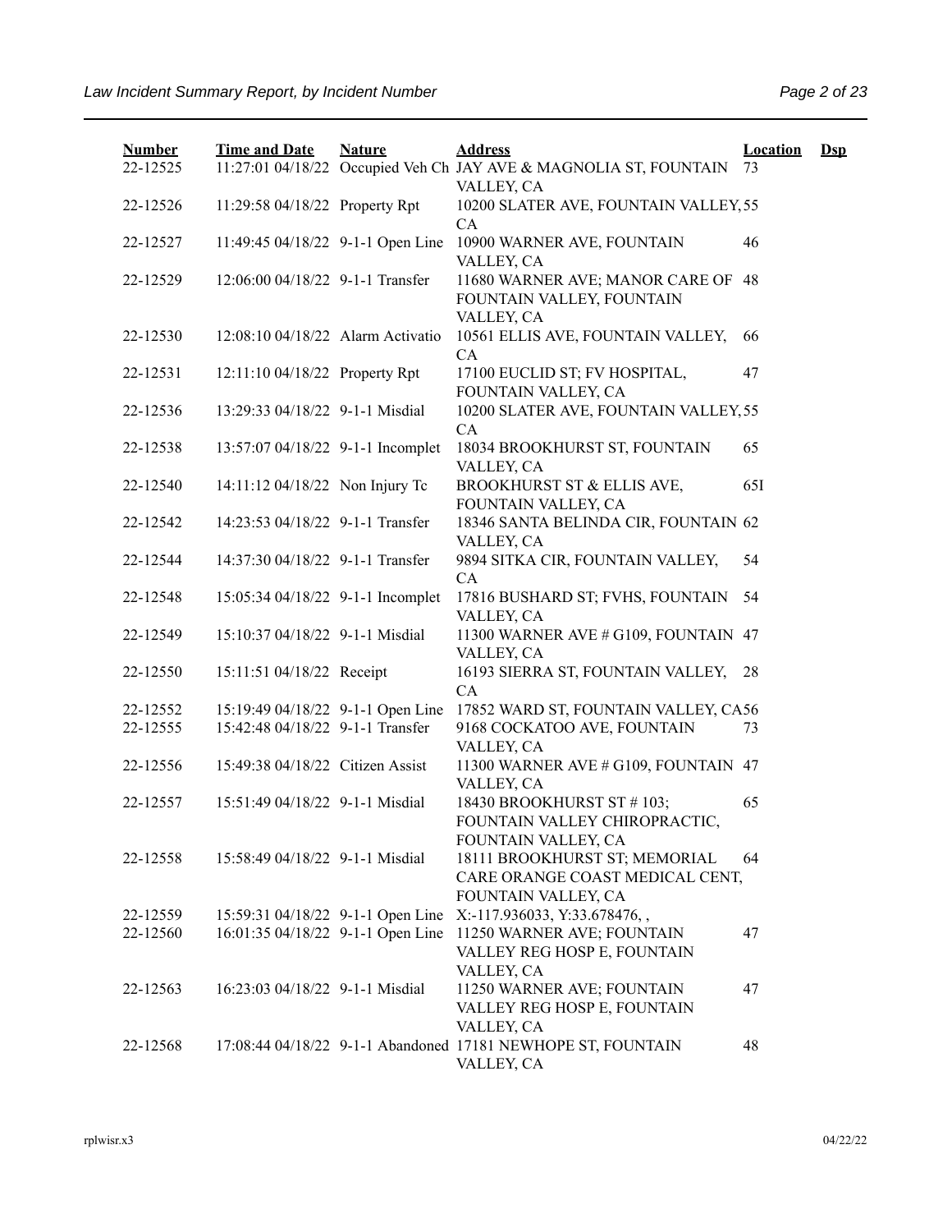| Number | Time and Date | Nature | Address | Location | Dsp |
|---|---|---|---|---|---|
| 22-12525 | 11:27:01 04/18/22 | Occupied Veh Ch | JAY AVE & MAGNOLIA ST, FOUNTAIN VALLEY, CA | 73 | |
| 22-12526 | 11:29:58 04/18/22 | Property Rpt | 10200 SLATER AVE, FOUNTAIN VALLEY, CA | 55 | |
| 22-12527 | 11:49:45 04/18/22 | 9-1-1 Open Line | 10900 WARNER AVE, FOUNTAIN VALLEY, CA | 46 | |
| 22-12529 | 12:06:00 04/18/22 | 9-1-1 Transfer | 11680 WARNER AVE; MANOR CARE OF FOUNTAIN VALLEY, FOUNTAIN VALLEY, CA | 48 | |
| 22-12530 | 12:08:10 04/18/22 | Alarm Activatio | 10561 ELLIS AVE, FOUNTAIN VALLEY, CA | 66 | |
| 22-12531 | 12:11:10 04/18/22 | Property Rpt | 17100 EUCLID ST; FV HOSPITAL, FOUNTAIN VALLEY, CA | 47 | |
| 22-12536 | 13:29:33 04/18/22 | 9-1-1 Misdial | 10200 SLATER AVE, FOUNTAIN VALLEY, CA | 55 | |
| 22-12538 | 13:57:07 04/18/22 | 9-1-1 Incomplet | 18034 BROOKHURST ST, FOUNTAIN VALLEY, CA | 65 | |
| 22-12540 | 14:11:12 04/18/22 | Non Injury Tc | BROOKHURST ST & ELLIS AVE, FOUNTAIN VALLEY, CA | 65I | |
| 22-12542 | 14:23:53 04/18/22 | 9-1-1 Transfer | 18346 SANTA BELINDA CIR, FOUNTAIN VALLEY, CA | 62 | |
| 22-12544 | 14:37:30 04/18/22 | 9-1-1 Transfer | 9894 SITKA CIR, FOUNTAIN VALLEY, CA | 54 | |
| 22-12548 | 15:05:34 04/18/22 | 9-1-1 Incomplet | 17816 BUSHARD ST; FVHS, FOUNTAIN VALLEY, CA | 54 | |
| 22-12549 | 15:10:37 04/18/22 | 9-1-1 Misdial | 11300 WARNER AVE # G109, FOUNTAIN VALLEY, CA | 47 | |
| 22-12550 | 15:11:51 04/18/22 | Receipt | 16193 SIERRA ST, FOUNTAIN VALLEY, CA | 28 | |
| 22-12552 | 15:19:49 04/18/22 | 9-1-1 Open Line | 17852 WARD ST, FOUNTAIN VALLEY, CA | 56 | |
| 22-12555 | 15:42:48 04/18/22 | 9-1-1 Transfer | 9168 COCKATOO AVE, FOUNTAIN VALLEY, CA | 73 | |
| 22-12556 | 15:49:38 04/18/22 | Citizen Assist | 11300 WARNER AVE # G109, FOUNTAIN VALLEY, CA | 47 | |
| 22-12557 | 15:51:49 04/18/22 | 9-1-1 Misdial | 18430 BROOKHURST ST # 103; FOUNTAIN VALLEY CHIROPRACTIC, FOUNTAIN VALLEY, CA | 65 | |
| 22-12558 | 15:58:49 04/18/22 | 9-1-1 Misdial | 18111 BROOKHURST ST; MEMORIAL CARE ORANGE COAST MEDICAL CENT, FOUNTAIN VALLEY, CA | 64 | |
| 22-12559 | 15:59:31 04/18/22 | 9-1-1 Open Line | X:-117.936033, Y:33.678476, , | | |
| 22-12560 | 16:01:35 04/18/22 | 9-1-1 Open Line | 11250 WARNER AVE; FOUNTAIN VALLEY REG HOSP E, FOUNTAIN VALLEY, CA | 47 | |
| 22-12563 | 16:23:03 04/18/22 | 9-1-1 Misdial | 11250 WARNER AVE; FOUNTAIN VALLEY REG HOSP E, FOUNTAIN VALLEY, CA | 47 | |
| 22-12568 | 17:08:44 04/18/22 | 9-1-1 Abandoned | 17181 NEWHOPE ST, FOUNTAIN VALLEY, CA | 48 | |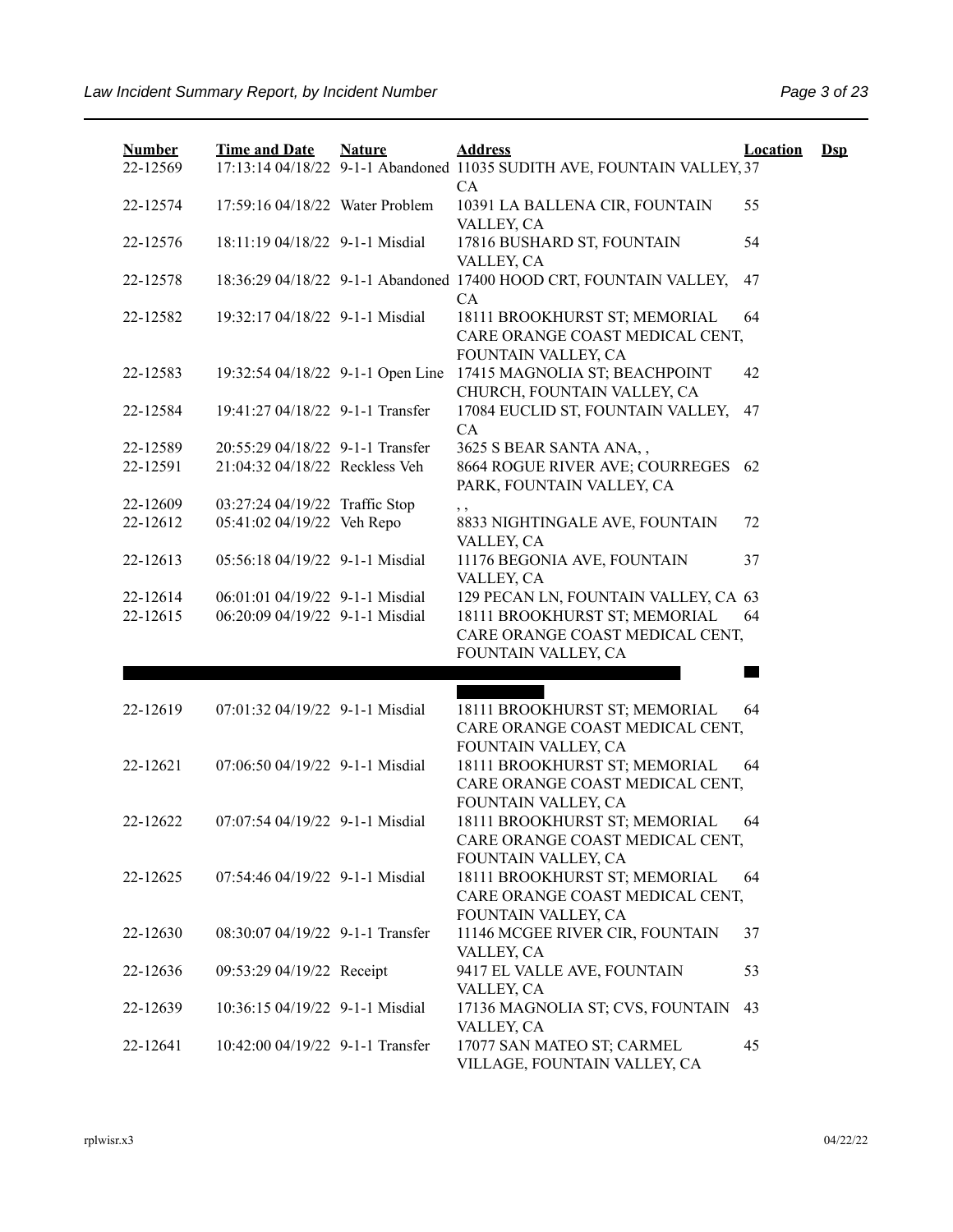| Number | Time and Date | Nature | Address | Location | Dsp |
|---|---|---|---|---|---|
| 22-12569 | 17:13:14 04/18/22 | 9-1-1 Abandoned | 11035 SUDITH AVE, FOUNTAIN VALLEY, CA | 37 | |
| 22-12574 | 17:59:16 04/18/22 | Water Problem | 10391 LA BALLENA CIR, FOUNTAIN VALLEY, CA | 55 | |
| 22-12576 | 18:11:19 04/18/22 | 9-1-1 Misdial | 17816 BUSHARD ST, FOUNTAIN VALLEY, CA | 54 | |
| 22-12578 | 18:36:29 04/18/22 | 9-1-1 Abandoned | 17400 HOOD CRT, FOUNTAIN VALLEY, CA | 47 | |
| 22-12582 | 19:32:17 04/18/22 | 9-1-1 Misdial | 18111 BROOKHURST ST; MEMORIAL CARE ORANGE COAST MEDICAL CENT, FOUNTAIN VALLEY, CA | 64 | |
| 22-12583 | 19:32:54 04/18/22 | 9-1-1 Open Line | 17415 MAGNOLIA ST; BEACHPOINT CHURCH, FOUNTAIN VALLEY, CA | 42 | |
| 22-12584 | 19:41:27 04/18/22 | 9-1-1 Transfer | 17084 EUCLID ST, FOUNTAIN VALLEY, CA | 47 | |
| 22-12589 | 20:55:29 04/18/22 | 9-1-1 Transfer | 3625 S BEAR SANTA ANA, , | | |
| 22-12591 | 21:04:32 04/18/22 | Reckless Veh | 8664 ROGUE RIVER AVE; COURREGES PARK, FOUNTAIN VALLEY, CA | 62 | |
| 22-12609 | 03:27:24 04/19/22 | Traffic Stop | , , | | |
| 22-12612 | 05:41:02 04/19/22 | Veh Repo | 8833 NIGHTINGALE AVE, FOUNTAIN VALLEY, CA | 72 | |
| 22-12613 | 05:56:18 04/19/22 | 9-1-1 Misdial | 11176 BEGONIA AVE, FOUNTAIN VALLEY, CA | 37 | |
| 22-12614 | 06:01:01 04/19/22 | 9-1-1 Misdial | 129 PECAN LN, FOUNTAIN VALLEY, CA | 63 | |
| 22-12615 | 06:20:09 04/19/22 | 9-1-1 Misdial | 18111 BROOKHURST ST; MEMORIAL CARE ORANGE COAST MEDICAL CENT, FOUNTAIN VALLEY, CA | 64 | |
| 22-12619 | 07:01:32 04/19/22 | 9-1-1 Misdial | 18111 BROOKHURST ST; MEMORIAL CARE ORANGE COAST MEDICAL CENT, FOUNTAIN VALLEY, CA | 64 | |
| 22-12621 | 07:06:50 04/19/22 | 9-1-1 Misdial | 18111 BROOKHURST ST; MEMORIAL CARE ORANGE COAST MEDICAL CENT, FOUNTAIN VALLEY, CA | 64 | |
| 22-12622 | 07:07:54 04/19/22 | 9-1-1 Misdial | 18111 BROOKHURST ST; MEMORIAL CARE ORANGE COAST MEDICAL CENT, FOUNTAIN VALLEY, CA | 64 | |
| 22-12625 | 07:54:46 04/19/22 | 9-1-1 Misdial | 18111 BROOKHURST ST; MEMORIAL CARE ORANGE COAST MEDICAL CENT, FOUNTAIN VALLEY, CA | 64 | |
| 22-12630 | 08:30:07 04/19/22 | 9-1-1 Transfer | 11146 MCGEE RIVER CIR, FOUNTAIN VALLEY, CA | 37 | |
| 22-12636 | 09:53:29 04/19/22 | Receipt | 9417 EL VALLE AVE, FOUNTAIN VALLEY, CA | 53 | |
| 22-12639 | 10:36:15 04/19/22 | 9-1-1 Misdial | 17136 MAGNOLIA ST; CVS, FOUNTAIN VALLEY, CA | 43 | |
| 22-12641 | 10:42:00 04/19/22 | 9-1-1 Transfer | 17077 SAN MATEO ST; CARMEL VILLAGE, FOUNTAIN VALLEY, CA | 45 | |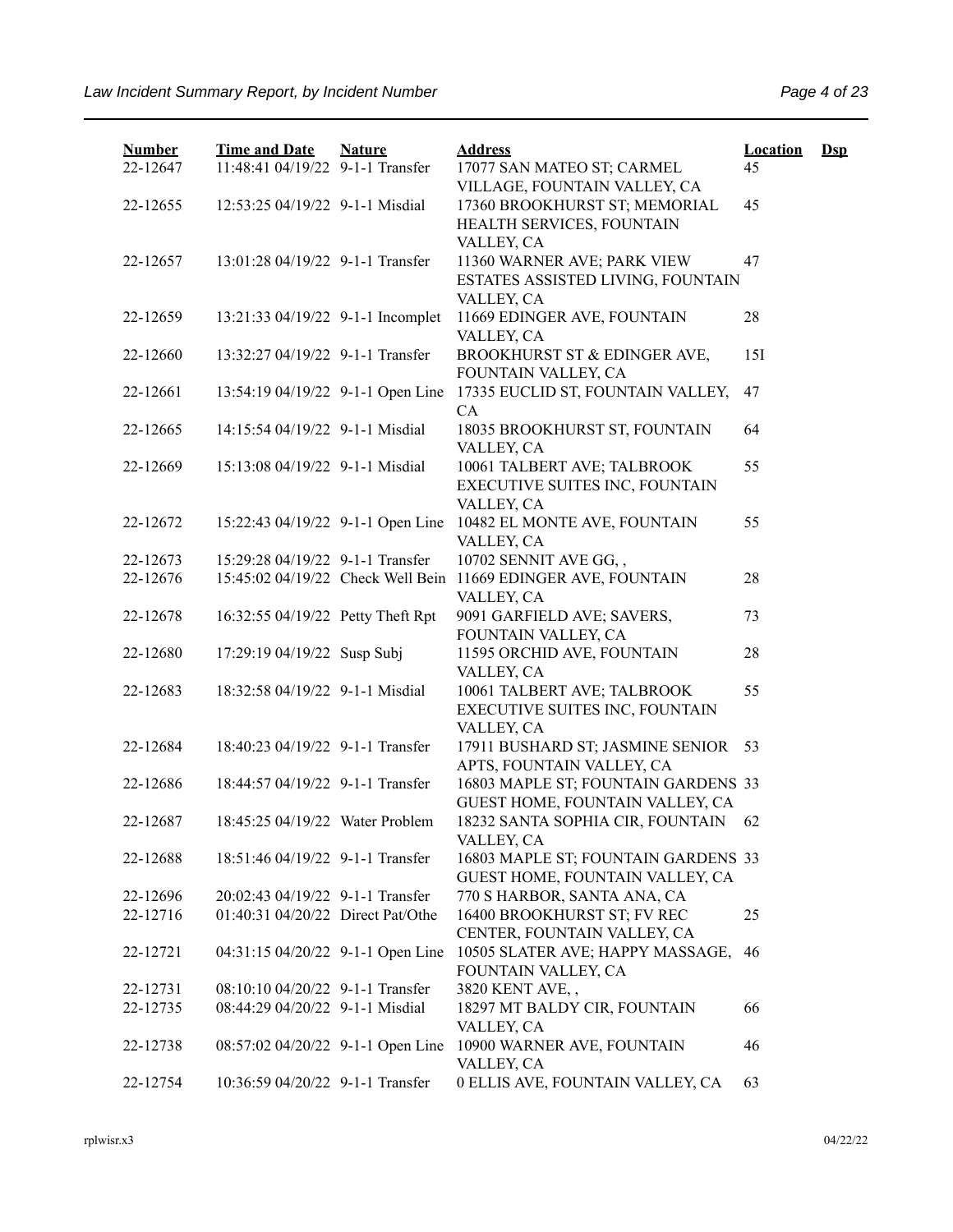| Number | Time and Date | Nature | Address | Location | Dsp |
|---|---|---|---|---|---|
| 22-12647 | 11:48:41 04/19/22 | 9-1-1 Transfer | 17077 SAN MATEO ST; CARMEL VILLAGE, FOUNTAIN VALLEY, CA | 45 | |
| 22-12655 | 12:53:25 04/19/22 | 9-1-1 Misdial | 17360 BROOKHURST ST; MEMORIAL HEALTH SERVICES, FOUNTAIN VALLEY, CA | 45 | |
| 22-12657 | 13:01:28 04/19/22 | 9-1-1 Transfer | 11360 WARNER AVE; PARK VIEW ESTATES ASSISTED LIVING, FOUNTAIN VALLEY, CA | 47 | |
| 22-12659 | 13:21:33 04/19/22 | 9-1-1 Incomplet | 11669 EDINGER AVE, FOUNTAIN VALLEY, CA | 28 | |
| 22-12660 | 13:32:27 04/19/22 | 9-1-1 Transfer | BROOKHURST ST & EDINGER AVE, FOUNTAIN VALLEY, CA | 15I | |
| 22-12661 | 13:54:19 04/19/22 | 9-1-1 Open Line | 17335 EUCLID ST, FOUNTAIN VALLEY, CA | 47 | |
| 22-12665 | 14:15:54 04/19/22 | 9-1-1 Misdial | 18035 BROOKHURST ST, FOUNTAIN VALLEY, CA | 64 | |
| 22-12669 | 15:13:08 04/19/22 | 9-1-1 Misdial | 10061 TALBERT AVE; TALBROOK EXECUTIVE SUITES INC, FOUNTAIN VALLEY, CA | 55 | |
| 22-12672 | 15:22:43 04/19/22 | 9-1-1 Open Line | 10482 EL MONTE AVE, FOUNTAIN VALLEY, CA | 55 | |
| 22-12673 | 15:29:28 04/19/22 | 9-1-1 Transfer | 10702 SENNIT AVE GG, , | | |
| 22-12676 | 15:45:02 04/19/22 | Check Well Bein | 11669 EDINGER AVE, FOUNTAIN VALLEY, CA | 28 | |
| 22-12678 | 16:32:55 04/19/22 | Petty Theft Rpt | 9091 GARFIELD AVE; SAVERS, FOUNTAIN VALLEY, CA | 73 | |
| 22-12680 | 17:29:19 04/19/22 | Susp Subj | 11595 ORCHID AVE, FOUNTAIN VALLEY, CA | 28 | |
| 22-12683 | 18:32:58 04/19/22 | 9-1-1 Misdial | 10061 TALBERT AVE; TALBROOK EXECUTIVE SUITES INC, FOUNTAIN VALLEY, CA | 55 | |
| 22-12684 | 18:40:23 04/19/22 | 9-1-1 Transfer | 17911 BUSHARD ST; JASMINE SENIOR APTS, FOUNTAIN VALLEY, CA | 53 | |
| 22-12686 | 18:44:57 04/19/22 | 9-1-1 Transfer | 16803 MAPLE ST; FOUNTAIN GARDENS GUEST HOME, FOUNTAIN VALLEY, CA | 33 | |
| 22-12687 | 18:45:25 04/19/22 | Water Problem | 18232 SANTA SOPHIA CIR, FOUNTAIN VALLEY, CA | 62 | |
| 22-12688 | 18:51:46 04/19/22 | 9-1-1 Transfer | 16803 MAPLE ST; FOUNTAIN GARDENS GUEST HOME, FOUNTAIN VALLEY, CA | 33 | |
| 22-12696 | 20:02:43 04/19/22 | 9-1-1 Transfer | 770 S HARBOR, SANTA ANA, CA | | |
| 22-12716 | 01:40:31 04/20/22 | Direct Pat/Othe | 16400 BROOKHURST ST; FV REC CENTER, FOUNTAIN VALLEY, CA | 25 | |
| 22-12721 | 04:31:15 04/20/22 | 9-1-1 Open Line | 10505 SLATER AVE; HAPPY MASSAGE, FOUNTAIN VALLEY, CA | 46 | |
| 22-12731 | 08:10:10 04/20/22 | 9-1-1 Transfer | 3820 KENT AVE, , | | |
| 22-12735 | 08:44:29 04/20/22 | 9-1-1 Misdial | 18297 MT BALDY CIR, FOUNTAIN VALLEY, CA | 66 | |
| 22-12738 | 08:57:02 04/20/22 | 9-1-1 Open Line | 10900 WARNER AVE, FOUNTAIN VALLEY, CA | 46 | |
| 22-12754 | 10:36:59 04/20/22 | 9-1-1 Transfer | 0 ELLIS AVE, FOUNTAIN VALLEY, CA | 63 | |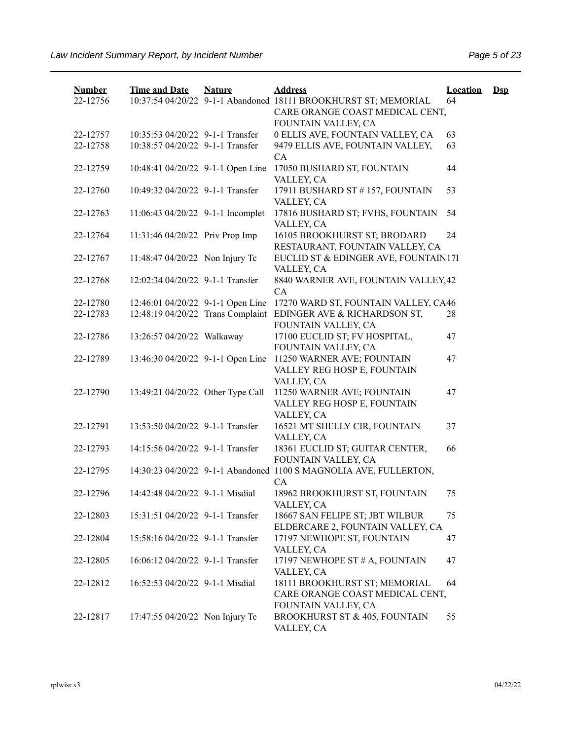| Number | Time and Date | Nature | Address | Location | Dsp |
|---|---|---|---|---|---|
| 22-12756 | 10:37:54 04/20/22 | 9-1-1 Abandoned | 18111 BROOKHURST ST; MEMORIAL CARE ORANGE COAST MEDICAL CENT, FOUNTAIN VALLEY, CA | 64 | |
| 22-12757 | 10:35:53 04/20/22 | 9-1-1 Transfer | 0 ELLIS AVE, FOUNTAIN VALLEY, CA | 63 | |
| 22-12758 | 10:38:57 04/20/22 | 9-1-1 Transfer | 9479 ELLIS AVE, FOUNTAIN VALLEY, CA | 63 | |
| 22-12759 | 10:48:41 04/20/22 | 9-1-1 Open Line | 17050 BUSHARD ST, FOUNTAIN VALLEY, CA | 44 | |
| 22-12760 | 10:49:32 04/20/22 | 9-1-1 Transfer | 17911 BUSHARD ST # 157, FOUNTAIN VALLEY, CA | 53 | |
| 22-12763 | 11:06:43 04/20/22 | 9-1-1 Incomplet | 17816 BUSHARD ST; FVHS, FOUNTAIN VALLEY, CA | 54 | |
| 22-12764 | 11:31:46 04/20/22 | Priv Prop Imp | 16105 BROOKHURST ST; BRODARD RESTAURANT, FOUNTAIN VALLEY, CA | 24 | |
| 22-12767 | 11:48:47 04/20/22 | Non Injury Tc | EUCLID ST & EDINGER AVE, FOUNTAIN VALLEY, CA | 17I | |
| 22-12768 | 12:02:34 04/20/22 | 9-1-1 Transfer | 8840 WARNER AVE, FOUNTAIN VALLEY, CA | 42 | |
| 22-12780 | 12:46:01 04/20/22 | 9-1-1 Open Line | 17270 WARD ST, FOUNTAIN VALLEY, CA | 46 | |
| 22-12783 | 12:48:19 04/20/22 | Trans Complaint | EDINGER AVE & RICHARDSON ST, FOUNTAIN VALLEY, CA | 28 | |
| 22-12786 | 13:26:57 04/20/22 | Walkaway | 17100 EUCLID ST; FV HOSPITAL, FOUNTAIN VALLEY, CA | 47 | |
| 22-12789 | 13:46:30 04/20/22 | 9-1-1 Open Line | 11250 WARNER AVE; FOUNTAIN VALLEY REG HOSP E, FOUNTAIN VALLEY, CA | 47 | |
| 22-12790 | 13:49:21 04/20/22 | Other Type Call | 11250 WARNER AVE; FOUNTAIN VALLEY REG HOSP E, FOUNTAIN VALLEY, CA | 47 | |
| 22-12791 | 13:53:50 04/20/22 | 9-1-1 Transfer | 16521 MT SHELLY CIR, FOUNTAIN VALLEY, CA | 37 | |
| 22-12793 | 14:15:56 04/20/22 | 9-1-1 Transfer | 18361 EUCLID ST; GUITAR CENTER, FOUNTAIN VALLEY, CA | 66 | |
| 22-12795 | 14:30:23 04/20/22 | 9-1-1 Abandoned | 1100 S MAGNOLIA AVE, FULLERTON, CA | | |
| 22-12796 | 14:42:48 04/20/22 | 9-1-1 Misdial | 18962 BROOKHURST ST, FOUNTAIN VALLEY, CA | 75 | |
| 22-12803 | 15:31:51 04/20/22 | 9-1-1 Transfer | 18667 SAN FELIPE ST; JBT WILBUR ELDERCARE 2, FOUNTAIN VALLEY, CA | 75 | |
| 22-12804 | 15:58:16 04/20/22 | 9-1-1 Transfer | 17197 NEWHOPE ST, FOUNTAIN VALLEY, CA | 47 | |
| 22-12805 | 16:06:12 04/20/22 | 9-1-1 Transfer | 17197 NEWHOPE ST # A, FOUNTAIN VALLEY, CA | 47 | |
| 22-12812 | 16:52:53 04/20/22 | 9-1-1 Misdial | 18111 BROOKHURST ST; MEMORIAL CARE ORANGE COAST MEDICAL CENT, FOUNTAIN VALLEY, CA | 64 | |
| 22-12817 | 17:47:55 04/20/22 | Non Injury Tc | BROOKHURST ST & 405, FOUNTAIN VALLEY, CA | 55 | |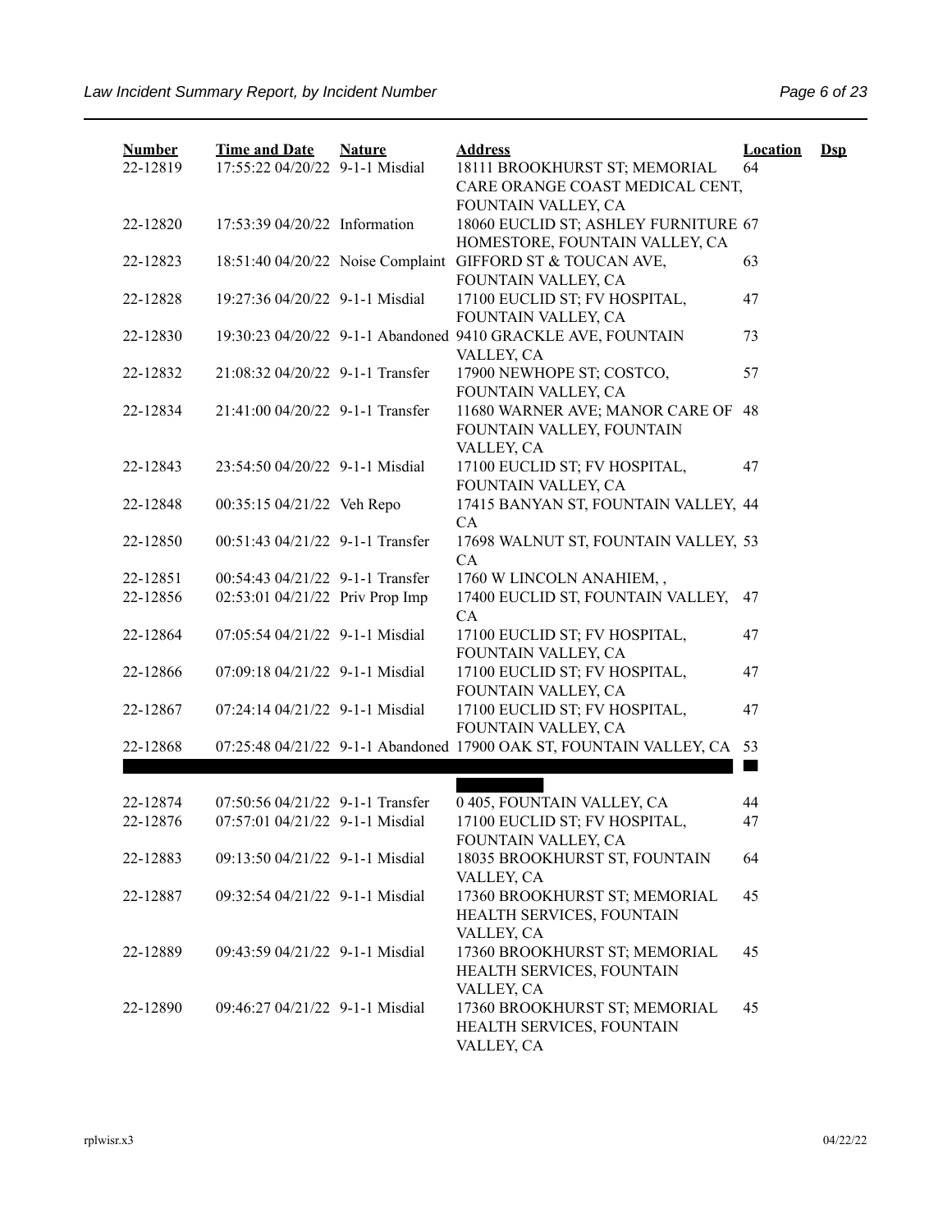| Number | Time and Date | Nature | Address | Location | Dsp |
|---|---|---|---|---|---|
| 22-12819 | 17:55:22 04/20/22 | 9-1-1 Misdial | 18111 BROOKHURST ST; MEMORIAL CARE ORANGE COAST MEDICAL CENT, FOUNTAIN VALLEY, CA | 64 | |
| 22-12820 | 17:53:39 04/20/22 | Information | 18060 EUCLID ST; ASHLEY FURNITURE HOMESTORE, FOUNTAIN VALLEY, CA | 67 | |
| 22-12823 | 18:51:40 04/20/22 | Noise Complaint | GIFFORD ST & TOUCAN AVE, FOUNTAIN VALLEY, CA | 63 | |
| 22-12828 | 19:27:36 04/20/22 | 9-1-1 Misdial | 17100 EUCLID ST; FV HOSPITAL, FOUNTAIN VALLEY, CA | 47 | |
| 22-12830 | 19:30:23 04/20/22 | 9-1-1 Abandoned | 9410 GRACKLE AVE, FOUNTAIN VALLEY, CA | 73 | |
| 22-12832 | 21:08:32 04/20/22 | 9-1-1 Transfer | 17900 NEWHOPE ST; COSTCO, FOUNTAIN VALLEY, CA | 57 | |
| 22-12834 | 21:41:00 04/20/22 | 9-1-1 Transfer | 11680 WARNER AVE; MANOR CARE OF FOUNTAIN VALLEY, FOUNTAIN VALLEY, CA | 48 | |
| 22-12843 | 23:54:50 04/20/22 | 9-1-1 Misdial | 17100 EUCLID ST; FV HOSPITAL, FOUNTAIN VALLEY, CA | 47 | |
| 22-12848 | 00:35:15 04/21/22 | Veh Repo | 17415 BANYAN ST, FOUNTAIN VALLEY, CA | 44 | |
| 22-12850 | 00:51:43 04/21/22 | 9-1-1 Transfer | 17698 WALNUT ST, FOUNTAIN VALLEY, CA | 53 | |
| 22-12851 | 00:54:43 04/21/22 | 9-1-1 Transfer | 1760 W LINCOLN ANAHIEM, , | | |
| 22-12856 | 02:53:01 04/21/22 | Priv Prop Imp | 17400 EUCLID ST, FOUNTAIN VALLEY, CA | 47 | |
| 22-12864 | 07:05:54 04/21/22 | 9-1-1 Misdial | 17100 EUCLID ST; FV HOSPITAL, FOUNTAIN VALLEY, CA | 47 | |
| 22-12866 | 07:09:18 04/21/22 | 9-1-1 Misdial | 17100 EUCLID ST; FV HOSPITAL, FOUNTAIN VALLEY, CA | 47 | |
| 22-12867 | 07:24:14 04/21/22 | 9-1-1 Misdial | 17100 EUCLID ST; FV HOSPITAL, FOUNTAIN VALLEY, CA | 47 | |
| 22-12868 | 07:25:48 04/21/22 | 9-1-1 Abandoned | 17900 OAK ST, FOUNTAIN VALLEY, CA | 53 | |
| 22-12874 | 07:50:56 04/21/22 | 9-1-1 Transfer | 0 405, FOUNTAIN VALLEY, CA | 44 | |
| 22-12876 | 07:57:01 04/21/22 | 9-1-1 Misdial | 17100 EUCLID ST; FV HOSPITAL, FOUNTAIN VALLEY, CA | 47 | |
| 22-12883 | 09:13:50 04/21/22 | 9-1-1 Misdial | 18035 BROOKHURST ST, FOUNTAIN VALLEY, CA | 64 | |
| 22-12887 | 09:32:54 04/21/22 | 9-1-1 Misdial | 17360 BROOKHURST ST; MEMORIAL HEALTH SERVICES, FOUNTAIN VALLEY, CA | 45 | |
| 22-12889 | 09:43:59 04/21/22 | 9-1-1 Misdial | 17360 BROOKHURST ST; MEMORIAL HEALTH SERVICES, FOUNTAIN VALLEY, CA | 45 | |
| 22-12890 | 09:46:27 04/21/22 | 9-1-1 Misdial | 17360 BROOKHURST ST; MEMORIAL HEALTH SERVICES, FOUNTAIN VALLEY, CA | 45 | |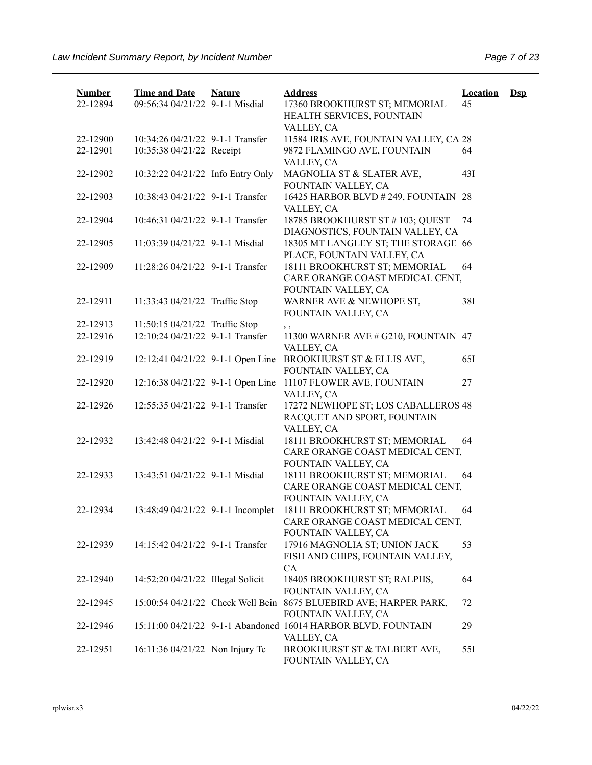| Number | Time and Date | Nature | Address | Location | Dsp |
|---|---|---|---|---|---|
| 22-12894 | 09:56:34 04/21/22 | 9-1-1 Misdial | 17360 BROOKHURST ST; MEMORIAL HEALTH SERVICES, FOUNTAIN VALLEY, CA | 45 | |
| 22-12900 | 10:34:26 04/21/22 | 9-1-1 Transfer | 11584 IRIS AVE, FOUNTAIN VALLEY, CA | 28 | |
| 22-12901 | 10:35:38 04/21/22 | Receipt | 9872 FLAMINGO AVE, FOUNTAIN VALLEY, CA | 64 | |
| 22-12902 | 10:32:22 04/21/22 | Info Entry Only | MAGNOLIA ST & SLATER AVE, FOUNTAIN VALLEY, CA | 43I | |
| 22-12903 | 10:38:43 04/21/22 | 9-1-1 Transfer | 16425 HARBOR BLVD # 249, FOUNTAIN VALLEY, CA | 28 | |
| 22-12904 | 10:46:31 04/21/22 | 9-1-1 Transfer | 18785 BROOKHURST ST # 103; QUEST DIAGNOSTICS, FOUNTAIN VALLEY, CA | 74 | |
| 22-12905 | 11:03:39 04/21/22 | 9-1-1 Misdial | 18305 MT LANGLEY ST; THE STORAGE PLACE, FOUNTAIN VALLEY, CA | 66 | |
| 22-12909 | 11:28:26 04/21/22 | 9-1-1 Transfer | 18111 BROOKHURST ST; MEMORIAL CARE ORANGE COAST MEDICAL CENT, FOUNTAIN VALLEY, CA | 64 | |
| 22-12911 | 11:33:43 04/21/22 | Traffic Stop | WARNER AVE & NEWHOPE ST, FOUNTAIN VALLEY, CA | 38I | |
| 22-12913 | 11:50:15 04/21/22 | Traffic Stop | , , | | |
| 22-12916 | 12:10:24 04/21/22 | 9-1-1 Transfer | 11300 WARNER AVE # G210, FOUNTAIN VALLEY, CA | 47 | |
| 22-12919 | 12:12:41 04/21/22 | 9-1-1 Open Line | BROOKHURST ST & ELLIS AVE, FOUNTAIN VALLEY, CA | 65I | |
| 22-12920 | 12:16:38 04/21/22 | 9-1-1 Open Line | 11107 FLOWER AVE, FOUNTAIN VALLEY, CA | 27 | |
| 22-12926 | 12:55:35 04/21/22 | 9-1-1 Transfer | 17272 NEWHOPE ST; LOS CABALLEROS RACQUET AND SPORT, FOUNTAIN VALLEY, CA | 48 | |
| 22-12932 | 13:42:48 04/21/22 | 9-1-1 Misdial | 18111 BROOKHURST ST; MEMORIAL CARE ORANGE COAST MEDICAL CENT, FOUNTAIN VALLEY, CA | 64 | |
| 22-12933 | 13:43:51 04/21/22 | 9-1-1 Misdial | 18111 BROOKHURST ST; MEMORIAL CARE ORANGE COAST MEDICAL CENT, FOUNTAIN VALLEY, CA | 64 | |
| 22-12934 | 13:48:49 04/21/22 | 9-1-1 Incomplet | 18111 BROOKHURST ST; MEMORIAL CARE ORANGE COAST MEDICAL CENT, FOUNTAIN VALLEY, CA | 64 | |
| 22-12939 | 14:15:42 04/21/22 | 9-1-1 Transfer | 17916 MAGNOLIA ST; UNION JACK FISH AND CHIPS, FOUNTAIN VALLEY, CA | 53 | |
| 22-12940 | 14:52:20 04/21/22 | Illegal Solicit | 18405 BROOKHURST ST; RALPHS, FOUNTAIN VALLEY, CA | 64 | |
| 22-12945 | 15:00:54 04/21/22 | Check Well Bein | 8675 BLUEBIRD AVE; HARPER PARK, FOUNTAIN VALLEY, CA | 72 | |
| 22-12946 | 15:11:00 04/21/22 | 9-1-1 Abandoned | 16014 HARBOR BLVD, FOUNTAIN VALLEY, CA | 29 | |
| 22-12951 | 16:11:36 04/21/22 | Non Injury Tc | BROOKHURST ST & TALBERT AVE, FOUNTAIN VALLEY, CA | 55I | |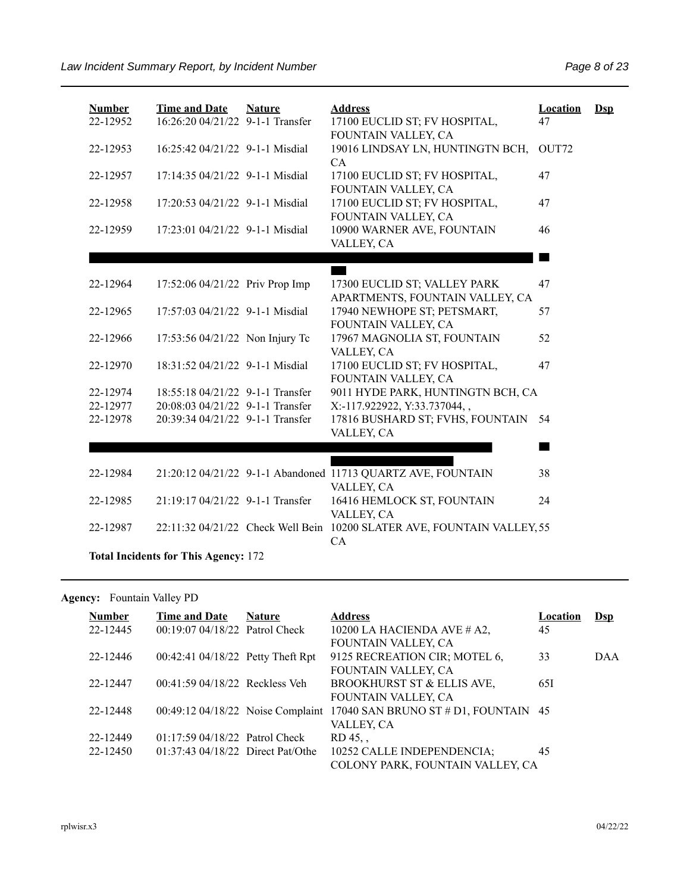| Number | Time and Date | Nature | Address | Location | Dsp |
|---|---|---|---|---|---|
| 22-12952 | 16:26:20 04/21/22 | 9-1-1 Transfer | 17100 EUCLID ST; FV HOSPITAL, FOUNTAIN VALLEY, CA | 47 | |
| 22-12953 | 16:25:42 04/21/22 | 9-1-1 Misdial | 19016 LINDSAY LN, HUNTINGTN BCH, CA | OUT72 | |
| 22-12957 | 17:14:35 04/21/22 | 9-1-1 Misdial | 17100 EUCLID ST; FV HOSPITAL, FOUNTAIN VALLEY, CA | 47 | |
| 22-12958 | 17:20:53 04/21/22 | 9-1-1 Misdial | 17100 EUCLID ST; FV HOSPITAL, FOUNTAIN VALLEY, CA | 47 | |
| 22-12959 | 17:23:01 04/21/22 | 9-1-1 Misdial | 10900 WARNER AVE, FOUNTAIN VALLEY, CA | 46 | |
| 22-12964 | 17:52:06 04/21/22 | Priv Prop Imp | 17300 EUCLID ST; VALLEY PARK APARTMENTS, FOUNTAIN VALLEY, CA | 47 | |
| 22-12965 | 17:57:03 04/21/22 | 9-1-1 Misdial | 17940 NEWHOPE ST; PETSMART, FOUNTAIN VALLEY, CA | 57 | |
| 22-12966 | 17:53:56 04/21/22 | Non Injury Tc | 17967 MAGNOLIA ST, FOUNTAIN VALLEY, CA | 52 | |
| 22-12970 | 18:31:52 04/21/22 | 9-1-1 Misdial | 17100 EUCLID ST; FV HOSPITAL, FOUNTAIN VALLEY, CA | 47 | |
| 22-12974 | 18:55:18 04/21/22 | 9-1-1 Transfer | 9011 HYDE PARK, HUNTINGTN BCH, CA | | |
| 22-12977 | 20:08:03 04/21/22 | 9-1-1 Transfer | X:-117.922922, Y:33.737044, , | | |
| 22-12978 | 20:39:34 04/21/22 | 9-1-1 Transfer | 17816 BUSHARD ST; FVHS, FOUNTAIN VALLEY, CA | 54 | |
| 22-12984 | 21:20:12 04/21/22 | 9-1-1 Abandoned | 11713 QUARTZ AVE, FOUNTAIN VALLEY, CA | 38 | |
| 22-12985 | 21:19:17 04/21/22 | 9-1-1 Transfer | 16416 HEMLOCK ST, FOUNTAIN VALLEY, CA | 24 | |
| 22-12987 | 22:11:32 04/21/22 | Check Well Bein | 10200 SLATER AVE, FOUNTAIN VALLEY, CA | 55 | |

**Total Incidents for This Agency:** 172

**Agency:** Fountain Valley PD

| Number | Time and Date | Nature | Address | Location | Dsp |
|---|---|---|---|---|---|
| 22-12445 | 00:19:07 04/18/22 | Patrol Check | 10200 LA HACIENDA AVE # A2, FOUNTAIN VALLEY, CA | 45 | |
| 22-12446 | 00:42:41 04/18/22 | Petty Theft Rpt | 9125 RECREATION CIR; MOTEL 6, FOUNTAIN VALLEY, CA | 33 | DAA |
| 22-12447 | 00:41:59 04/18/22 | Reckless Veh | BROOKHURST ST & ELLIS AVE, FOUNTAIN VALLEY, CA | 65I | |
| 22-12448 | 00:49:12 04/18/22 | Noise Complaint | 17040 SAN BRUNO ST # D1, FOUNTAIN VALLEY, CA | 45 | |
| 22-12449 | 01:17:59 04/18/22 | Patrol Check | RD 45, , | | |
| 22-12450 | 01:37:43 04/18/22 | Direct Pat/Othe | 10252 CALLE INDEPENDENCIA; COLONY PARK, FOUNTAIN VALLEY, CA | 45 | |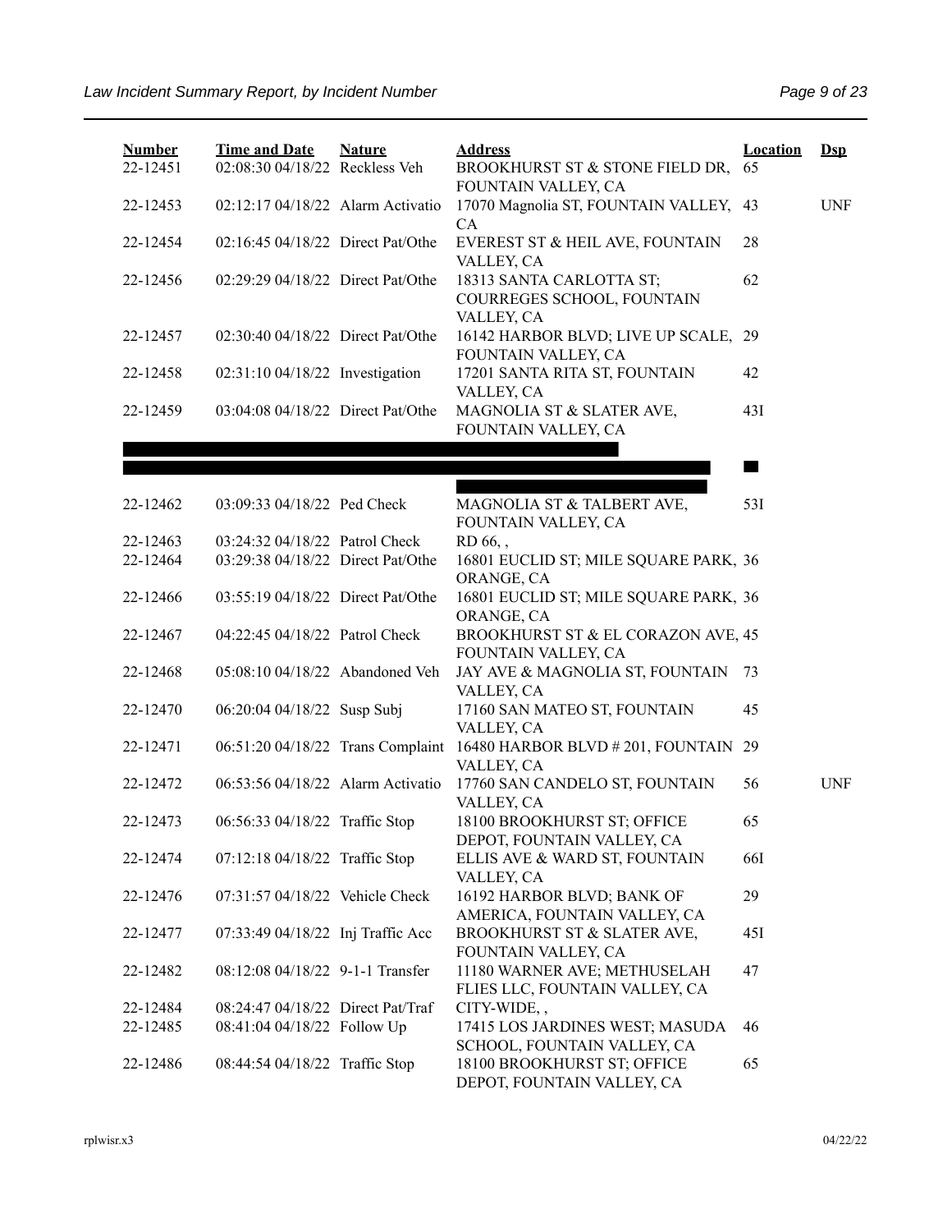| Number | Time and Date | Nature | Address | Location | Dsp |
|---|---|---|---|---|---|
| 22-12451 | 02:08:30 04/18/22 | Reckless Veh | BROOKHURST ST & STONE FIELD DR, FOUNTAIN VALLEY, CA | 65 | |
| 22-12453 | 02:12:17 04/18/22 | Alarm Activatio | 17070 Magnolia ST, FOUNTAIN VALLEY, CA | 43 | UNF |
| 22-12454 | 02:16:45 04/18/22 | Direct Pat/Othe | EVEREST ST & HEIL AVE, FOUNTAIN VALLEY, CA | 28 | |
| 22-12456 | 02:29:29 04/18/22 | Direct Pat/Othe | 18313 SANTA CARLOTTA ST; COURREGES SCHOOL, FOUNTAIN VALLEY, CA | 62 | |
| 22-12457 | 02:30:40 04/18/22 | Direct Pat/Othe | 16142 HARBOR BLVD; LIVE UP SCALE, FOUNTAIN VALLEY, CA | 29 | |
| 22-12458 | 02:31:10 04/18/22 | Investigation | 17201 SANTA RITA ST, FOUNTAIN VALLEY, CA | 42 | |
| 22-12459 | 03:04:08 04/18/22 | Direct Pat/Othe | MAGNOLIA ST & SLATER AVE, FOUNTAIN VALLEY, CA | 43I | |
| 22-12462 | 03:09:33 04/18/22 | Ped Check | MAGNOLIA ST & TALBERT AVE, FOUNTAIN VALLEY, CA | 53I | |
| 22-12463 | 03:24:32 04/18/22 | Patrol Check | RD 66, , | | |
| 22-12464 | 03:29:38 04/18/22 | Direct Pat/Othe | 16801 EUCLID ST; MILE SQUARE PARK, ORANGE, CA | 36 | |
| 22-12466 | 03:55:19 04/18/22 | Direct Pat/Othe | 16801 EUCLID ST; MILE SQUARE PARK, ORANGE, CA | 36 | |
| 22-12467 | 04:22:45 04/18/22 | Patrol Check | BROOKHURST ST & EL CORAZON AVE, FOUNTAIN VALLEY, CA | 45 | |
| 22-12468 | 05:08:10 04/18/22 | Abandoned Veh | JAY AVE & MAGNOLIA ST, FOUNTAIN VALLEY, CA | 73 | |
| 22-12470 | 06:20:04 04/18/22 | Susp Subj | 17160 SAN MATEO ST, FOUNTAIN VALLEY, CA | 45 | |
| 22-12471 | 06:51:20 04/18/22 | Trans Complaint | 16480 HARBOR BLVD # 201, FOUNTAIN VALLEY, CA | 29 | |
| 22-12472 | 06:53:56 04/18/22 | Alarm Activatio | 17760 SAN CANDELO ST, FOUNTAIN VALLEY, CA | 56 | UNF |
| 22-12473 | 06:56:33 04/18/22 | Traffic Stop | 18100 BROOKHURST ST; OFFICE DEPOT, FOUNTAIN VALLEY, CA | 65 | |
| 22-12474 | 07:12:18 04/18/22 | Traffic Stop | ELLIS AVE & WARD ST, FOUNTAIN VALLEY, CA | 66I | |
| 22-12476 | 07:31:57 04/18/22 | Vehicle Check | 16192 HARBOR BLVD; BANK OF AMERICA, FOUNTAIN VALLEY, CA | 29 | |
| 22-12477 | 07:33:49 04/18/22 | Inj Traffic Acc | BROOKHURST ST & SLATER AVE, FOUNTAIN VALLEY, CA | 45I | |
| 22-12482 | 08:12:08 04/18/22 | 9-1-1 Transfer | 11180 WARNER AVE; METHUSELAH FLIES LLC, FOUNTAIN VALLEY, CA | 47 | |
| 22-12484 | 08:24:47 04/18/22 | Direct Pat/Traf | CITY-WIDE, , | | |
| 22-12485 | 08:41:04 04/18/22 | Follow Up | 17415 LOS JARDINES WEST; MASUDA SCHOOL, FOUNTAIN VALLEY, CA | 46 | |
| 22-12486 | 08:44:54 04/18/22 | Traffic Stop | 18100 BROOKHURST ST; OFFICE DEPOT, FOUNTAIN VALLEY, CA | 65 | |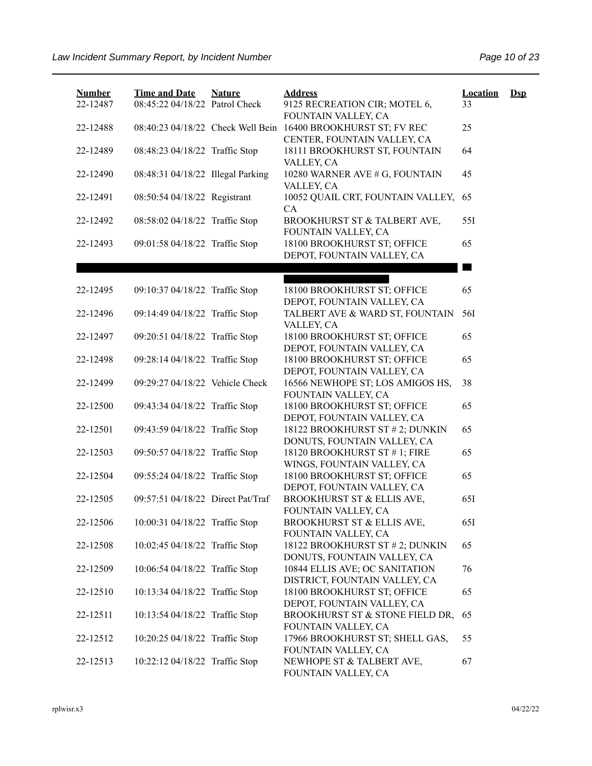| Number | Time and Date | Nature | Address | Location | Dsp |
|---|---|---|---|---|---|
| 22-12487 | 08:45:22 04/18/22 | Patrol Check | 9125 RECREATION CIR; MOTEL 6, FOUNTAIN VALLEY, CA | 33 | |
| 22-12488 | 08:40:23 04/18/22 | Check Well Bein | 16400 BROOKHURST ST; FV REC CENTER, FOUNTAIN VALLEY, CA | 25 | |
| 22-12489 | 08:48:23 04/18/22 | Traffic Stop | 18111 BROOKHURST ST, FOUNTAIN VALLEY, CA | 64 | |
| 22-12490 | 08:48:31 04/18/22 | Illegal Parking | 10280 WARNER AVE # G, FOUNTAIN VALLEY, CA | 45 | |
| 22-12491 | 08:50:54 04/18/22 | Registrant | 10052 QUAIL CRT, FOUNTAIN VALLEY, CA | 65 | |
| 22-12492 | 08:58:02 04/18/22 | Traffic Stop | BROOKHURST ST & TALBERT AVE, FOUNTAIN VALLEY, CA | 55I | |
| 22-12493 | 09:01:58 04/18/22 | Traffic Stop | 18100 BROOKHURST ST; OFFICE DEPOT, FOUNTAIN VALLEY, CA | 65 | |
| 22-12495 | 09:10:37 04/18/22 | Traffic Stop | 18100 BROOKHURST ST; OFFICE DEPOT, FOUNTAIN VALLEY, CA | 65 | |
| 22-12496 | 09:14:49 04/18/22 | Traffic Stop | TALBERT AVE & WARD ST, FOUNTAIN VALLEY, CA | 56I | |
| 22-12497 | 09:20:51 04/18/22 | Traffic Stop | 18100 BROOKHURST ST; OFFICE DEPOT, FOUNTAIN VALLEY, CA | 65 | |
| 22-12498 | 09:28:14 04/18/22 | Traffic Stop | 18100 BROOKHURST ST; OFFICE DEPOT, FOUNTAIN VALLEY, CA | 65 | |
| 22-12499 | 09:29:27 04/18/22 | Vehicle Check | 16566 NEWHOPE ST; LOS AMIGOS HS, FOUNTAIN VALLEY, CA | 38 | |
| 22-12500 | 09:43:34 04/18/22 | Traffic Stop | 18100 BROOKHURST ST; OFFICE DEPOT, FOUNTAIN VALLEY, CA | 65 | |
| 22-12501 | 09:43:59 04/18/22 | Traffic Stop | 18122 BROOKHURST ST # 2; DUNKIN DONUTS, FOUNTAIN VALLEY, CA | 65 | |
| 22-12503 | 09:50:57 04/18/22 | Traffic Stop | 18120 BROOKHURST ST # 1; FIRE WINGS, FOUNTAIN VALLEY, CA | 65 | |
| 22-12504 | 09:55:24 04/18/22 | Traffic Stop | 18100 BROOKHURST ST; OFFICE DEPOT, FOUNTAIN VALLEY, CA | 65 | |
| 22-12505 | 09:57:51 04/18/22 | Direct Pat/Traf | BROOKHURST ST & ELLIS AVE, FOUNTAIN VALLEY, CA | 65I | |
| 22-12506 | 10:00:31 04/18/22 | Traffic Stop | BROOKHURST ST & ELLIS AVE, FOUNTAIN VALLEY, CA | 65I | |
| 22-12508 | 10:02:45 04/18/22 | Traffic Stop | 18122 BROOKHURST ST # 2; DUNKIN DONUTS, FOUNTAIN VALLEY, CA | 65 | |
| 22-12509 | 10:06:54 04/18/22 | Traffic Stop | 10844 ELLIS AVE; OC SANITATION DISTRICT, FOUNTAIN VALLEY, CA | 76 | |
| 22-12510 | 10:13:34 04/18/22 | Traffic Stop | 18100 BROOKHURST ST; OFFICE DEPOT, FOUNTAIN VALLEY, CA | 65 | |
| 22-12511 | 10:13:54 04/18/22 | Traffic Stop | BROOKHURST ST & STONE FIELD DR, FOUNTAIN VALLEY, CA | 65 | |
| 22-12512 | 10:20:25 04/18/22 | Traffic Stop | 17966 BROOKHURST ST; SHELL GAS, FOUNTAIN VALLEY, CA | 55 | |
| 22-12513 | 10:22:12 04/18/22 | Traffic Stop | NEWHOPE ST & TALBERT AVE, FOUNTAIN VALLEY, CA | 67 | |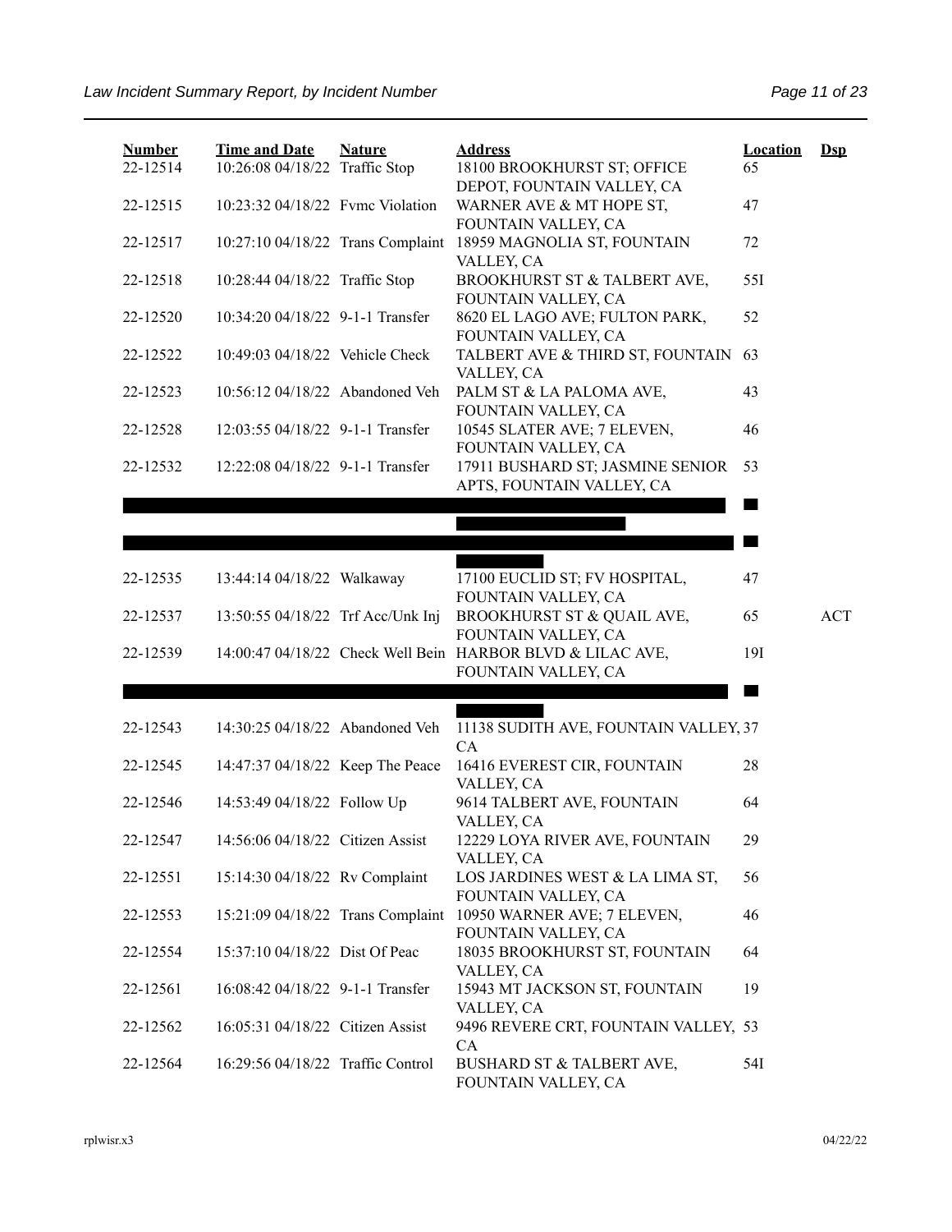| Number | Time and Date | Nature | Address | Location | Dsp |
|---|---|---|---|---|---|
| 22-12514 | 10:26:08 04/18/22 | Traffic Stop | 18100 BROOKHURST ST; OFFICE DEPOT, FOUNTAIN VALLEY, CA | 65 | |
| 22-12515 | 10:23:32 04/18/22 | Fvmc Violation | WARNER AVE & MT HOPE ST, FOUNTAIN VALLEY, CA | 47 | |
| 22-12517 | 10:27:10 04/18/22 | Trans Complaint | 18959 MAGNOLIA ST, FOUNTAIN VALLEY, CA | 72 | |
| 22-12518 | 10:28:44 04/18/22 | Traffic Stop | BROOKHURST ST & TALBERT AVE, FOUNTAIN VALLEY, CA | 55I | |
| 22-12520 | 10:34:20 04/18/22 | 9-1-1 Transfer | 8620 EL LAGO AVE; FULTON PARK, FOUNTAIN VALLEY, CA | 52 | |
| 22-12522 | 10:49:03 04/18/22 | Vehicle Check | TALBERT AVE & THIRD ST, FOUNTAIN VALLEY, CA | 63 | |
| 22-12523 | 10:56:12 04/18/22 | Abandoned Veh | PALM ST & LA PALOMA AVE, FOUNTAIN VALLEY, CA | 43 | |
| 22-12528 | 12:03:55 04/18/22 | 9-1-1 Transfer | 10545 SLATER AVE; 7 ELEVEN, FOUNTAIN VALLEY, CA | 46 | |
| 22-12532 | 12:22:08 04/18/22 | 9-1-1 Transfer | 17911 BUSHARD ST; JASMINE SENIOR APTS, FOUNTAIN VALLEY, CA | 53 | |
| 22-12535 | 13:44:14 04/18/22 | Walkaway | 17100 EUCLID ST; FV HOSPITAL, FOUNTAIN VALLEY, CA | 47 | |
| 22-12537 | 13:50:55 04/18/22 | Trf Acc/Unk Inj | BROOKHURST ST & QUAIL AVE, FOUNTAIN VALLEY, CA | 65 | ACT |
| 22-12539 | 14:00:47 04/18/22 | Check Well Bein | HARBOR BLVD & LILAC AVE, FOUNTAIN VALLEY, CA | 19I | |
| 22-12543 | 14:30:25 04/18/22 | Abandoned Veh | 11138 SUDITH AVE, FOUNTAIN VALLEY, CA | 37 | |
| 22-12545 | 14:47:37 04/18/22 | Keep The Peace | 16416 EVEREST CIR, FOUNTAIN VALLEY, CA | 28 | |
| 22-12546 | 14:53:49 04/18/22 | Follow Up | 9614 TALBERT AVE, FOUNTAIN VALLEY, CA | 64 | |
| 22-12547 | 14:56:06 04/18/22 | Citizen Assist | 12229 LOYA RIVER AVE, FOUNTAIN VALLEY, CA | 29 | |
| 22-12551 | 15:14:30 04/18/22 | Rv Complaint | LOS JARDINES WEST & LA LIMA ST, FOUNTAIN VALLEY, CA | 56 | |
| 22-12553 | 15:21:09 04/18/22 | Trans Complaint | 10950 WARNER AVE; 7 ELEVEN, FOUNTAIN VALLEY, CA | 46 | |
| 22-12554 | 15:37:10 04/18/22 | Dist Of Peac | 18035 BROOKHURST ST, FOUNTAIN VALLEY, CA | 64 | |
| 22-12561 | 16:08:42 04/18/22 | 9-1-1 Transfer | 15943 MT JACKSON ST, FOUNTAIN VALLEY, CA | 19 | |
| 22-12562 | 16:05:31 04/18/22 | Citizen Assist | 9496 REVERE CRT, FOUNTAIN VALLEY, CA | 53 | |
| 22-12564 | 16:29:56 04/18/22 | Traffic Control | BUSHARD ST & TALBERT AVE, FOUNTAIN VALLEY, CA | 54I | |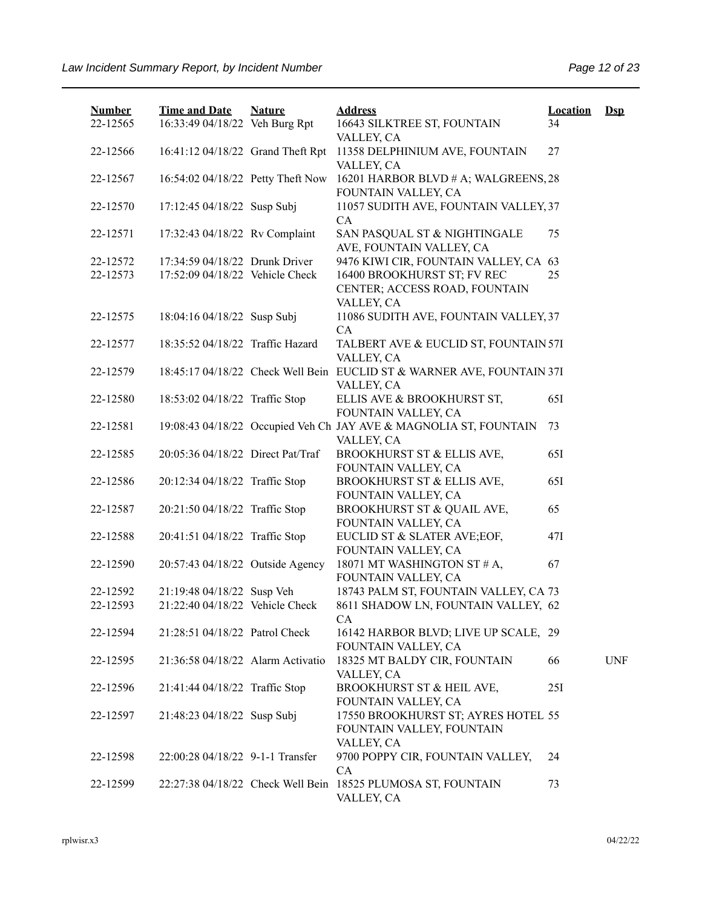| Number | Time and Date | Nature | Address | Location | Dsp |
|---|---|---|---|---|---|
| 22-12565 | 16:33:49 04/18/22 | Veh Burg Rpt | 16643 SILKTREE ST, FOUNTAIN VALLEY, CA | 34 | |
| 22-12566 | 16:41:12 04/18/22 | Grand Theft Rpt | 11358 DELPHINIUM AVE, FOUNTAIN VALLEY, CA | 27 | |
| 22-12567 | 16:54:02 04/18/22 | Petty Theft Now | 16201 HARBOR BLVD # A; WALGREENS, FOUNTAIN VALLEY, CA | 28 | |
| 22-12570 | 17:12:45 04/18/22 | Susp Subj | 11057 SUDITH AVE, FOUNTAIN VALLEY, CA | 37 | |
| 22-12571 | 17:32:43 04/18/22 | Rv Complaint | SAN PASQUAL ST & NIGHTINGALE AVE, FOUNTAIN VALLEY, CA | 75 | |
| 22-12572 | 17:34:59 04/18/22 | Drunk Driver | 9476 KIWI CIR, FOUNTAIN VALLEY, CA | 63 | |
| 22-12573 | 17:52:09 04/18/22 | Vehicle Check | 16400 BROOKHURST ST; FV REC CENTER; ACCESS ROAD, FOUNTAIN VALLEY, CA | 25 | |
| 22-12575 | 18:04:16 04/18/22 | Susp Subj | 11086 SUDITH AVE, FOUNTAIN VALLEY, CA | 37 | |
| 22-12577 | 18:35:52 04/18/22 | Traffic Hazard | TALBERT AVE & EUCLID ST, FOUNTAIN VALLEY, CA | 57I | |
| 22-12579 | 18:45:17 04/18/22 | Check Well Bein | EUCLID ST & WARNER AVE, FOUNTAIN VALLEY, CA | 37I | |
| 22-12580 | 18:53:02 04/18/22 | Traffic Stop | ELLIS AVE & BROOKHURST ST, FOUNTAIN VALLEY, CA | 65I | |
| 22-12581 | 19:08:43 04/18/22 | Occupied Veh Ch | JAY AVE & MAGNOLIA ST, FOUNTAIN VALLEY, CA | 73 | |
| 22-12585 | 20:05:36 04/18/22 | Direct Pat/Traf | BROOKHURST ST & ELLIS AVE, FOUNTAIN VALLEY, CA | 65I | |
| 22-12586 | 20:12:34 04/18/22 | Traffic Stop | BROOKHURST ST & ELLIS AVE, FOUNTAIN VALLEY, CA | 65I | |
| 22-12587 | 20:21:50 04/18/22 | Traffic Stop | BROOKHURST ST & QUAIL AVE, FOUNTAIN VALLEY, CA | 65 | |
| 22-12588 | 20:41:51 04/18/22 | Traffic Stop | EUCLID ST & SLATER AVE;EOF, FOUNTAIN VALLEY, CA | 47I | |
| 22-12590 | 20:57:43 04/18/22 | Outside Agency | 18071 MT WASHINGTON ST # A, FOUNTAIN VALLEY, CA | 67 | |
| 22-12592 | 21:19:48 04/18/22 | Susp Veh | 18743 PALM ST, FOUNTAIN VALLEY, CA | 73 | |
| 22-12593 | 21:22:40 04/18/22 | Vehicle Check | 8611 SHADOW LN, FOUNTAIN VALLEY, CA | 62 | |
| 22-12594 | 21:28:51 04/18/22 | Patrol Check | 16142 HARBOR BLVD; LIVE UP SCALE, FOUNTAIN VALLEY, CA | 29 | |
| 22-12595 | 21:36:58 04/18/22 | Alarm Activatio | 18325 MT BALDY CIR, FOUNTAIN VALLEY, CA | 66 | UNF |
| 22-12596 | 21:41:44 04/18/22 | Traffic Stop | BROOKHURST ST & HEIL AVE, FOUNTAIN VALLEY, CA | 25I | |
| 22-12597 | 21:48:23 04/18/22 | Susp Subj | 17550 BROOKHURST ST; AYRES HOTEL FOUNTAIN VALLEY, FOUNTAIN VALLEY, CA | 55 | |
| 22-12598 | 22:00:28 04/18/22 | 9-1-1 Transfer | 9700 POPPY CIR, FOUNTAIN VALLEY, CA | 24 | |
| 22-12599 | 22:27:38 04/18/22 | Check Well Bein | 18525 PLUMOSA ST, FOUNTAIN VALLEY, CA | 73 | |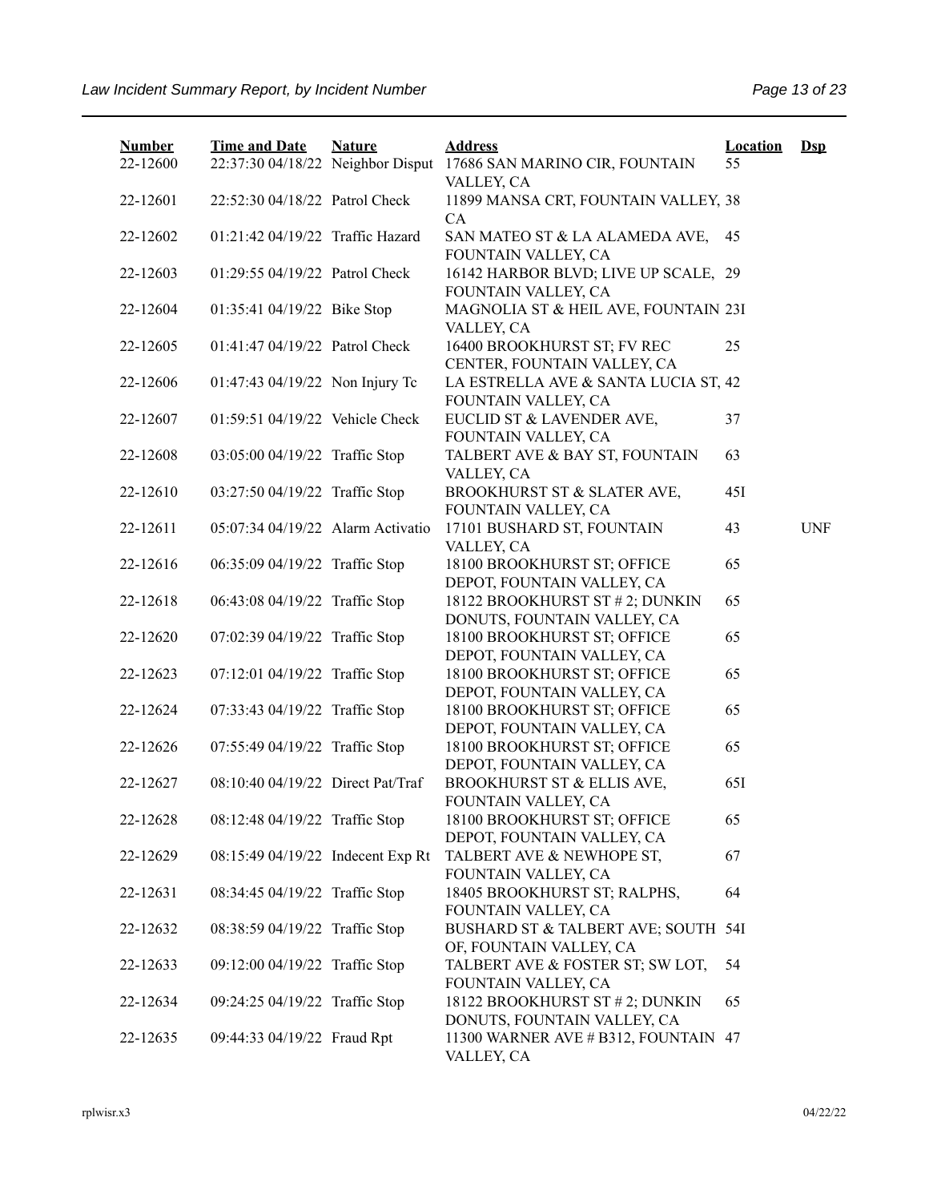| Number | Time and Date | Nature | Address | Location | Dsp |
|---|---|---|---|---|---|
| 22-12600 | 22:37:30 04/18/22 | Neighbor Disput | 17686 SAN MARINO CIR, FOUNTAIN VALLEY, CA | 55 | |
| 22-12601 | 22:52:30 04/18/22 | Patrol Check | 11899 MANSA CRT, FOUNTAIN VALLEY, CA | 38 | |
| 22-12602 | 01:21:42 04/19/22 | Traffic Hazard | SAN MATEO ST & LA ALAMEDA AVE, FOUNTAIN VALLEY, CA | 45 | |
| 22-12603 | 01:29:55 04/19/22 | Patrol Check | 16142 HARBOR BLVD; LIVE UP SCALE, FOUNTAIN VALLEY, CA | 29 | |
| 22-12604 | 01:35:41 04/19/22 | Bike Stop | MAGNOLIA ST & HEIL AVE, FOUNTAIN VALLEY, CA | 23I | |
| 22-12605 | 01:41:47 04/19/22 | Patrol Check | 16400 BROOKHURST ST; FV REC CENTER, FOUNTAIN VALLEY, CA | 25 | |
| 22-12606 | 01:47:43 04/19/22 | Non Injury Tc | LA ESTRELLA AVE & SANTA LUCIA ST, FOUNTAIN VALLEY, CA | 42 | |
| 22-12607 | 01:59:51 04/19/22 | Vehicle Check | EUCLID ST & LAVENDER AVE, FOUNTAIN VALLEY, CA | 37 | |
| 22-12608 | 03:05:00 04/19/22 | Traffic Stop | TALBERT AVE & BAY ST, FOUNTAIN VALLEY, CA | 63 | |
| 22-12610 | 03:27:50 04/19/22 | Traffic Stop | BROOKHURST ST & SLATER AVE, FOUNTAIN VALLEY, CA | 45I | |
| 22-12611 | 05:07:34 04/19/22 | Alarm Activatio | 17101 BUSHARD ST, FOUNTAIN VALLEY, CA | 43 | UNF |
| 22-12616 | 06:35:09 04/19/22 | Traffic Stop | 18100 BROOKHURST ST; OFFICE DEPOT, FOUNTAIN VALLEY, CA | 65 | |
| 22-12618 | 06:43:08 04/19/22 | Traffic Stop | 18122 BROOKHURST ST # 2; DUNKIN DONUTS, FOUNTAIN VALLEY, CA | 65 | |
| 22-12620 | 07:02:39 04/19/22 | Traffic Stop | 18100 BROOKHURST ST; OFFICE DEPOT, FOUNTAIN VALLEY, CA | 65 | |
| 22-12623 | 07:12:01 04/19/22 | Traffic Stop | 18100 BROOKHURST ST; OFFICE DEPOT, FOUNTAIN VALLEY, CA | 65 | |
| 22-12624 | 07:33:43 04/19/22 | Traffic Stop | 18100 BROOKHURST ST; OFFICE DEPOT, FOUNTAIN VALLEY, CA | 65 | |
| 22-12626 | 07:55:49 04/19/22 | Traffic Stop | 18100 BROOKHURST ST; OFFICE DEPOT, FOUNTAIN VALLEY, CA | 65 | |
| 22-12627 | 08:10:40 04/19/22 | Direct Pat/Traf | BROOKHURST ST & ELLIS AVE, FOUNTAIN VALLEY, CA | 65I | |
| 22-12628 | 08:12:48 04/19/22 | Traffic Stop | 18100 BROOKHURST ST; OFFICE DEPOT, FOUNTAIN VALLEY, CA | 65 | |
| 22-12629 | 08:15:49 04/19/22 | Indecent Exp Rt | TALBERT AVE & NEWHOPE ST, FOUNTAIN VALLEY, CA | 67 | |
| 22-12631 | 08:34:45 04/19/22 | Traffic Stop | 18405 BROOKHURST ST; RALPHS, FOUNTAIN VALLEY, CA | 64 | |
| 22-12632 | 08:38:59 04/19/22 | Traffic Stop | BUSHARD ST & TALBERT AVE; SOUTH OF, FOUNTAIN VALLEY, CA | 54I | |
| 22-12633 | 09:12:00 04/19/22 | Traffic Stop | TALBERT AVE & FOSTER ST; SW LOT, FOUNTAIN VALLEY, CA | 54 | |
| 22-12634 | 09:24:25 04/19/22 | Traffic Stop | 18122 BROOKHURST ST # 2; DUNKIN DONUTS, FOUNTAIN VALLEY, CA | 65 | |
| 22-12635 | 09:44:33 04/19/22 | Fraud Rpt | 11300 WARNER AVE # B312, FOUNTAIN VALLEY, CA | 47 | |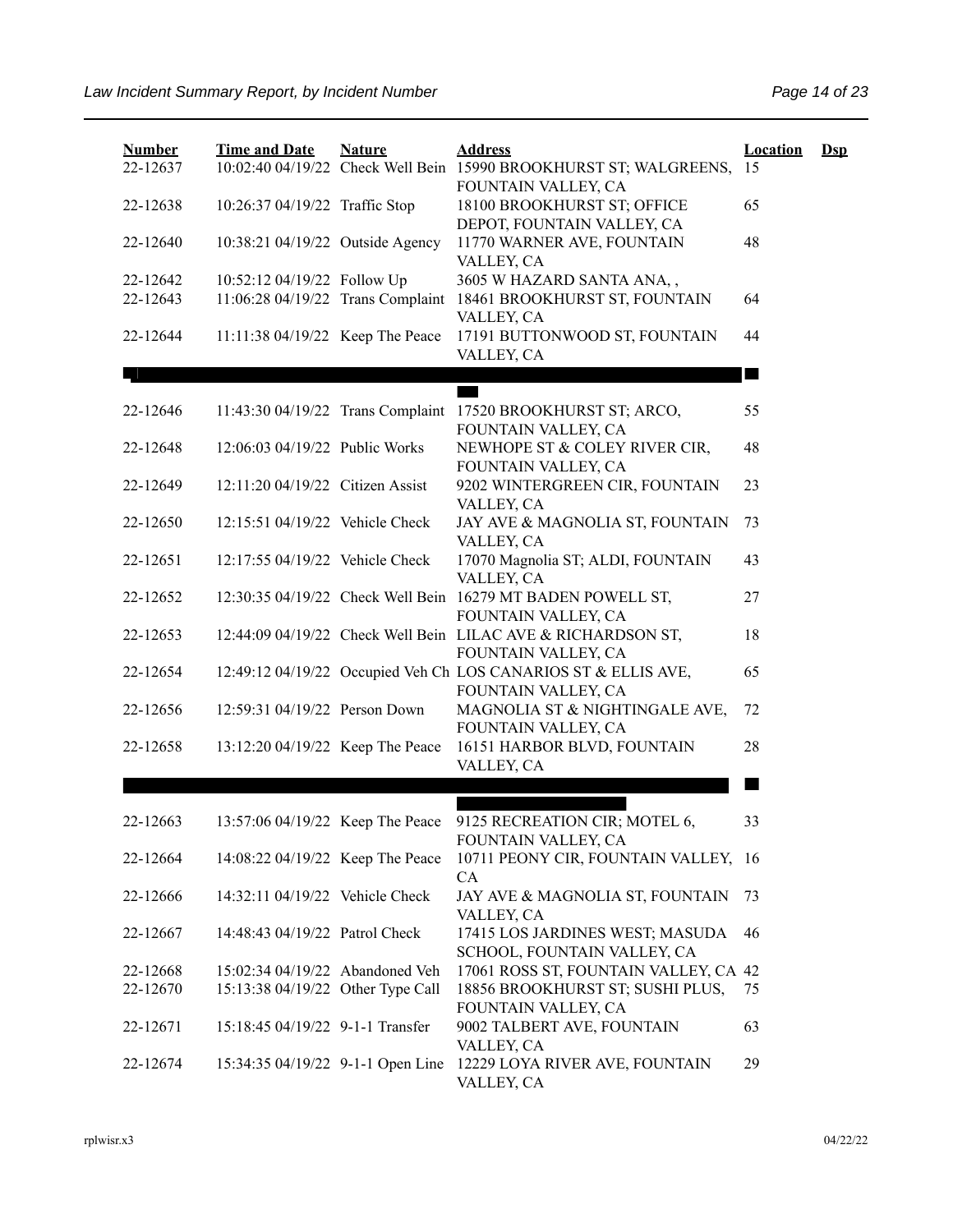| Number | Time and Date | Nature | Address | Location | Dsp |
|---|---|---|---|---|---|
| 22-12637 | 10:02:40 04/19/22 | Check Well Bein | 15990 BROOKHURST ST; WALGREENS, FOUNTAIN VALLEY, CA | 15 | |
| 22-12638 | 10:26:37 04/19/22 | Traffic Stop | 18100 BROOKHURST ST; OFFICE DEPOT, FOUNTAIN VALLEY, CA | 65 | |
| 22-12640 | 10:38:21 04/19/22 | Outside Agency | 11770 WARNER AVE, FOUNTAIN VALLEY, CA | 48 | |
| 22-12642 | 10:52:12 04/19/22 | Follow Up | 3605 W HAZARD SANTA ANA, , | | |
| 22-12643 | 11:06:28 04/19/22 | Trans Complaint | 18461 BROOKHURST ST, FOUNTAIN VALLEY, CA | 64 | |
| 22-12644 | 11:11:38 04/19/22 | Keep The Peace | 17191 BUTTONWOOD ST, FOUNTAIN VALLEY, CA | 44 | |
| | | | | | |
| 22-12646 | 11:43:30 04/19/22 | Trans Complaint | 17520 BROOKHURST ST; ARCO, FOUNTAIN VALLEY, CA | 55 | |
| 22-12648 | 12:06:03 04/19/22 | Public Works | NEWHOPE ST & COLEY RIVER CIR, FOUNTAIN VALLEY, CA | 48 | |
| 22-12649 | 12:11:20 04/19/22 | Citizen Assist | 9202 WINTERGREEN CIR, FOUNTAIN VALLEY, CA | 23 | |
| 22-12650 | 12:15:51 04/19/22 | Vehicle Check | JAY AVE & MAGNOLIA ST, FOUNTAIN VALLEY, CA | 73 | |
| 22-12651 | 12:17:55 04/19/22 | Vehicle Check | 17070 Magnolia ST; ALDI, FOUNTAIN VALLEY, CA | 43 | |
| 22-12652 | 12:30:35 04/19/22 | Check Well Bein | 16279 MT BADEN POWELL ST, FOUNTAIN VALLEY, CA | 27 | |
| 22-12653 | 12:44:09 04/19/22 | Check Well Bein | LILAC AVE & RICHARDSON ST, FOUNTAIN VALLEY, CA | 18 | |
| 22-12654 | 12:49:12 04/19/22 | Occupied Veh Ch | LOS CANARIOS ST & ELLIS AVE, FOUNTAIN VALLEY, CA | 65 | |
| 22-12656 | 12:59:31 04/19/22 | Person Down | MAGNOLIA ST & NIGHTINGALE AVE, FOUNTAIN VALLEY, CA | 72 | |
| 22-12658 | 13:12:20 04/19/22 | Keep The Peace | 16151 HARBOR BLVD, FOUNTAIN VALLEY, CA | 28 | |
| | | | | | |
| 22-12663 | 13:57:06 04/19/22 | Keep The Peace | 9125 RECREATION CIR; MOTEL 6, FOUNTAIN VALLEY, CA | 33 | |
| 22-12664 | 14:08:22 04/19/22 | Keep The Peace | 10711 PEONY CIR, FOUNTAIN VALLEY, CA | 16 | |
| 22-12666 | 14:32:11 04/19/22 | Vehicle Check | JAY AVE & MAGNOLIA ST, FOUNTAIN VALLEY, CA | 73 | |
| 22-12667 | 14:48:43 04/19/22 | Patrol Check | 17415 LOS JARDINES WEST; MASUDA SCHOOL, FOUNTAIN VALLEY, CA | 46 | |
| 22-12668 | 15:02:34 04/19/22 | Abandoned Veh | 17061 ROSS ST, FOUNTAIN VALLEY, CA | 42 | |
| 22-12670 | 15:13:38 04/19/22 | Other Type Call | 18856 BROOKHURST ST; SUSHI PLUS, FOUNTAIN VALLEY, CA | 75 | |
| 22-12671 | 15:18:45 04/19/22 | 9-1-1 Transfer | 9002 TALBERT AVE, FOUNTAIN VALLEY, CA | 63 | |
| 22-12674 | 15:34:35 04/19/22 | 9-1-1 Open Line | 12229 LOYA RIVER AVE, FOUNTAIN VALLEY, CA | 29 | |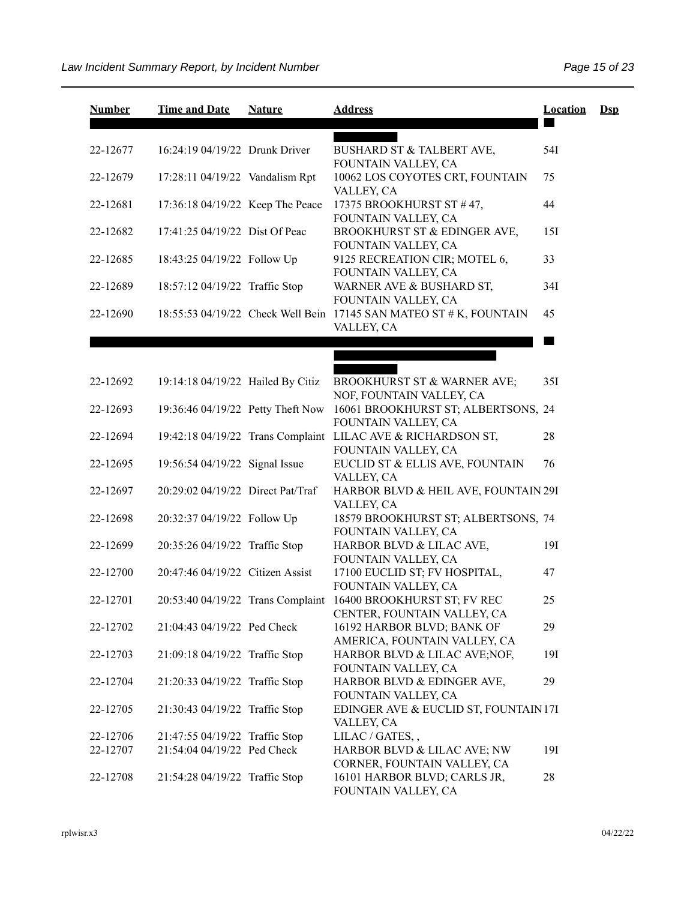| Number | Time and Date | Nature | Address | Location | Dsp |
|---|---|---|---|---|---|
| 22-12677 | 16:24:19 04/19/22 | Drunk Driver | BUSHARD ST & TALBERT AVE, FOUNTAIN VALLEY, CA | 54I | |
| 22-12679 | 17:28:11 04/19/22 | Vandalism Rpt | 10062 LOS COYOTES CRT, FOUNTAIN VALLEY, CA | 75 | |
| 22-12681 | 17:36:18 04/19/22 | Keep The Peace | 17375 BROOKHURST ST # 47, FOUNTAIN VALLEY, CA | 44 | |
| 22-12682 | 17:41:25 04/19/22 | Dist Of Peac | BROOKHURST ST & EDINGER AVE, FOUNTAIN VALLEY, CA | 15I | |
| 22-12685 | 18:43:25 04/19/22 | Follow Up | 9125 RECREATION CIR; MOTEL 6, FOUNTAIN VALLEY, CA | 33 | |
| 22-12689 | 18:57:12 04/19/22 | Traffic Stop | WARNER AVE & BUSHARD ST, FOUNTAIN VALLEY, CA | 34I | |
| 22-12690 | 18:55:53 04/19/22 | Check Well Bein | 17145 SAN MATEO ST # K, FOUNTAIN VALLEY, CA | 45 | |
| 22-12692 | 19:14:18 04/19/22 | Hailed By Citiz | BROOKHURST ST & WARNER AVE; NOF, FOUNTAIN VALLEY, CA | 35I | |
| 22-12693 | 19:36:46 04/19/22 | Petty Theft Now | 16061 BROOKHURST ST; ALBERTSONS, FOUNTAIN VALLEY, CA | 24 | |
| 22-12694 | 19:42:18 04/19/22 | Trans Complaint | LILAC AVE & RICHARDSON ST, FOUNTAIN VALLEY, CA | 28 | |
| 22-12695 | 19:56:54 04/19/22 | Signal Issue | EUCLID ST & ELLIS AVE, FOUNTAIN VALLEY, CA | 76 | |
| 22-12697 | 20:29:02 04/19/22 | Direct Pat/Traf | HARBOR BLVD & HEIL AVE, FOUNTAIN VALLEY, CA | 29I | |
| 22-12698 | 20:32:37 04/19/22 | Follow Up | 18579 BROOKHURST ST; ALBERTSONS, FOUNTAIN VALLEY, CA | 74 | |
| 22-12699 | 20:35:26 04/19/22 | Traffic Stop | HARBOR BLVD & LILAC AVE, FOUNTAIN VALLEY, CA | 19I | |
| 22-12700 | 20:47:46 04/19/22 | Citizen Assist | 17100 EUCLID ST; FV HOSPITAL, FOUNTAIN VALLEY, CA | 47 | |
| 22-12701 | 20:53:40 04/19/22 | Trans Complaint | 16400 BROOKHURST ST; FV REC CENTER, FOUNTAIN VALLEY, CA | 25 | |
| 22-12702 | 21:04:43 04/19/22 | Ped Check | 16192 HARBOR BLVD; BANK OF AMERICA, FOUNTAIN VALLEY, CA | 29 | |
| 22-12703 | 21:09:18 04/19/22 | Traffic Stop | HARBOR BLVD & LILAC AVE;NOF, FOUNTAIN VALLEY, CA | 19I | |
| 22-12704 | 21:20:33 04/19/22 | Traffic Stop | HARBOR BLVD & EDINGER AVE, FOUNTAIN VALLEY, CA | 29 | |
| 22-12705 | 21:30:43 04/19/22 | Traffic Stop | EDINGER AVE & EUCLID ST, FOUNTAIN VALLEY, CA | 17I | |
| 22-12706 | 21:47:55 04/19/22 | Traffic Stop | LILAC / GATES, , | | |
| 22-12707 | 21:54:04 04/19/22 | Ped Check | HARBOR BLVD & LILAC AVE; NW CORNER, FOUNTAIN VALLEY, CA | 19I | |
| 22-12708 | 21:54:28 04/19/22 | Traffic Stop | 16101 HARBOR BLVD; CARLS JR, FOUNTAIN VALLEY, CA | 28 | |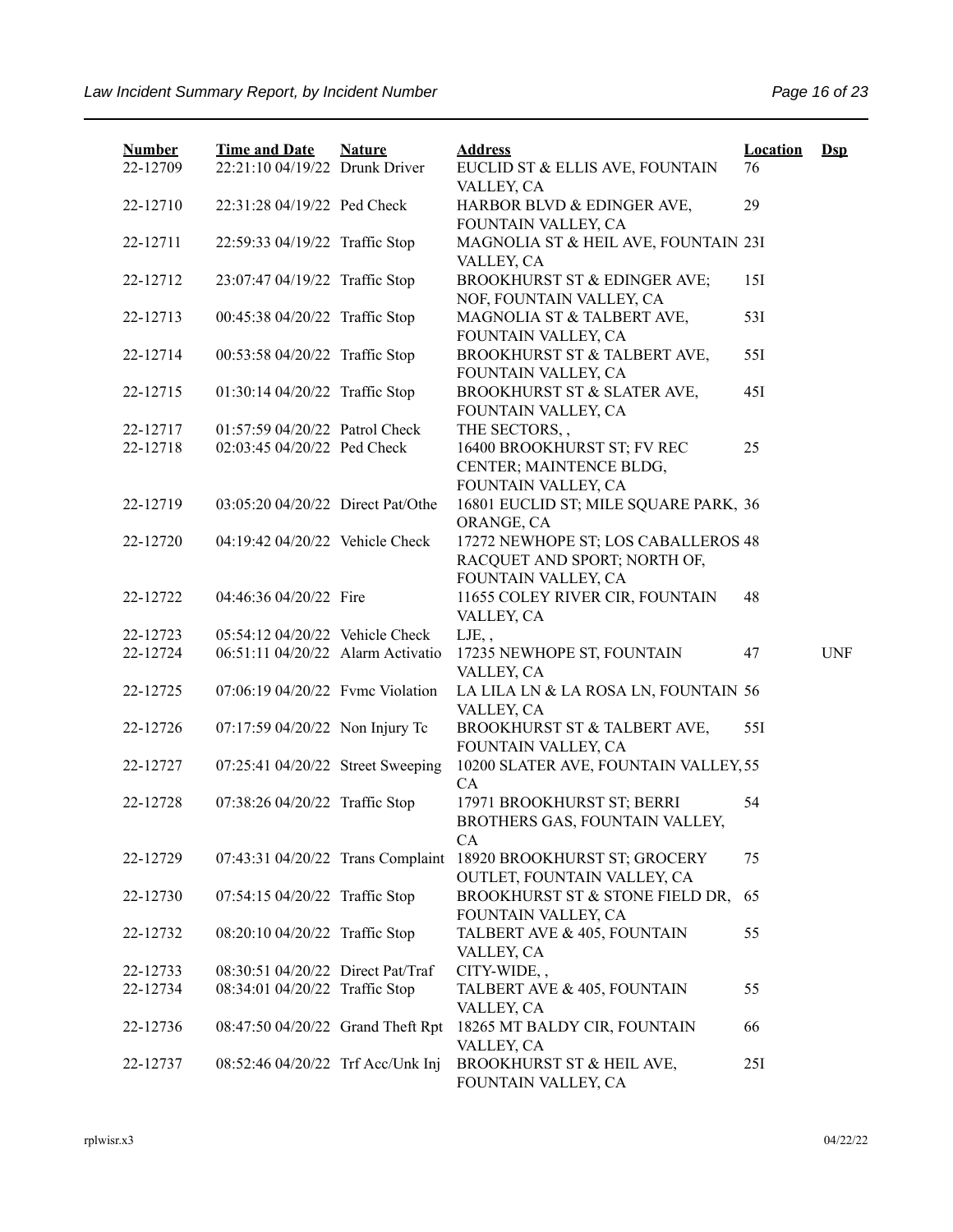| Number | Time and Date | Nature | Address | Location | Dsp |
|---|---|---|---|---|---|
| 22-12709 | 22:21:10 04/19/22 | Drunk Driver | EUCLID ST & ELLIS AVE, FOUNTAIN VALLEY, CA | 76 | |
| 22-12710 | 22:31:28 04/19/22 | Ped Check | HARBOR BLVD & EDINGER AVE, FOUNTAIN VALLEY, CA | 29 | |
| 22-12711 | 22:59:33 04/19/22 | Traffic Stop | MAGNOLIA ST & HEIL AVE, FOUNTAIN VALLEY, CA | 23I | |
| 22-12712 | 23:07:47 04/19/22 | Traffic Stop | BROOKHURST ST & EDINGER AVE; NOF, FOUNTAIN VALLEY, CA | 15I | |
| 22-12713 | 00:45:38 04/20/22 | Traffic Stop | MAGNOLIA ST & TALBERT AVE, FOUNTAIN VALLEY, CA | 53I | |
| 22-12714 | 00:53:58 04/20/22 | Traffic Stop | BROOKHURST ST & TALBERT AVE, FOUNTAIN VALLEY, CA | 55I | |
| 22-12715 | 01:30:14 04/20/22 | Traffic Stop | BROOKHURST ST & SLATER AVE, FOUNTAIN VALLEY, CA | 45I | |
| 22-12717 | 01:57:59 04/20/22 | Patrol Check | THE SECTORS, , | | |
| 22-12718 | 02:03:45 04/20/22 | Ped Check | 16400 BROOKHURST ST; FV REC CENTER; MAINTENCE BLDG, FOUNTAIN VALLEY, CA | 25 | |
| 22-12719 | 03:05:20 04/20/22 | Direct Pat/Othe | 16801 EUCLID ST; MILE SQUARE PARK, ORANGE, CA | 36 | |
| 22-12720 | 04:19:42 04/20/22 | Vehicle Check | 17272 NEWHOPE ST; LOS CABALLEROS RACQUET AND SPORT; NORTH OF, FOUNTAIN VALLEY, CA | 48 | |
| 22-12722 | 04:46:36 04/20/22 | Fire | 11655 COLEY RIVER CIR, FOUNTAIN VALLEY, CA | 48 | |
| 22-12723 | 05:54:12 04/20/22 | Vehicle Check | LJE, , | | |
| 22-12724 | 06:51:11 04/20/22 | Alarm Activatio | 17235 NEWHOPE ST, FOUNTAIN VALLEY, CA | 47 | UNF |
| 22-12725 | 07:06:19 04/20/22 | Fvmc Violation | LA LILA LN & LA ROSA LN, FOUNTAIN VALLEY, CA | 56 | |
| 22-12726 | 07:17:59 04/20/22 | Non Injury Tc | BROOKHURST ST & TALBERT AVE, FOUNTAIN VALLEY, CA | 55I | |
| 22-12727 | 07:25:41 04/20/22 | Street Sweeping | 10200 SLATER AVE, FOUNTAIN VALLEY, CA | 55 | |
| 22-12728 | 07:38:26 04/20/22 | Traffic Stop | 17971 BROOKHURST ST; BERRI BROTHERS GAS, FOUNTAIN VALLEY, CA | 54 | |
| 22-12729 | 07:43:31 04/20/22 | Trans Complaint | 18920 BROOKHURST ST; GROCERY OUTLET, FOUNTAIN VALLEY, CA | 75 | |
| 22-12730 | 07:54:15 04/20/22 | Traffic Stop | BROOKHURST ST & STONE FIELD DR, FOUNTAIN VALLEY, CA | 65 | |
| 22-12732 | 08:20:10 04/20/22 | Traffic Stop | TALBERT AVE & 405, FOUNTAIN VALLEY, CA | 55 | |
| 22-12733 | 08:30:51 04/20/22 | Direct Pat/Traf | CITY-WIDE, , | | |
| 22-12734 | 08:34:01 04/20/22 | Traffic Stop | TALBERT AVE & 405, FOUNTAIN VALLEY, CA | 55 | |
| 22-12736 | 08:47:50 04/20/22 | Grand Theft Rpt | 18265 MT BALDY CIR, FOUNTAIN VALLEY, CA | 66 | |
| 22-12737 | 08:52:46 04/20/22 | Trf Acc/Unk Inj | BROOKHURST ST & HEIL AVE, FOUNTAIN VALLEY, CA | 25I | |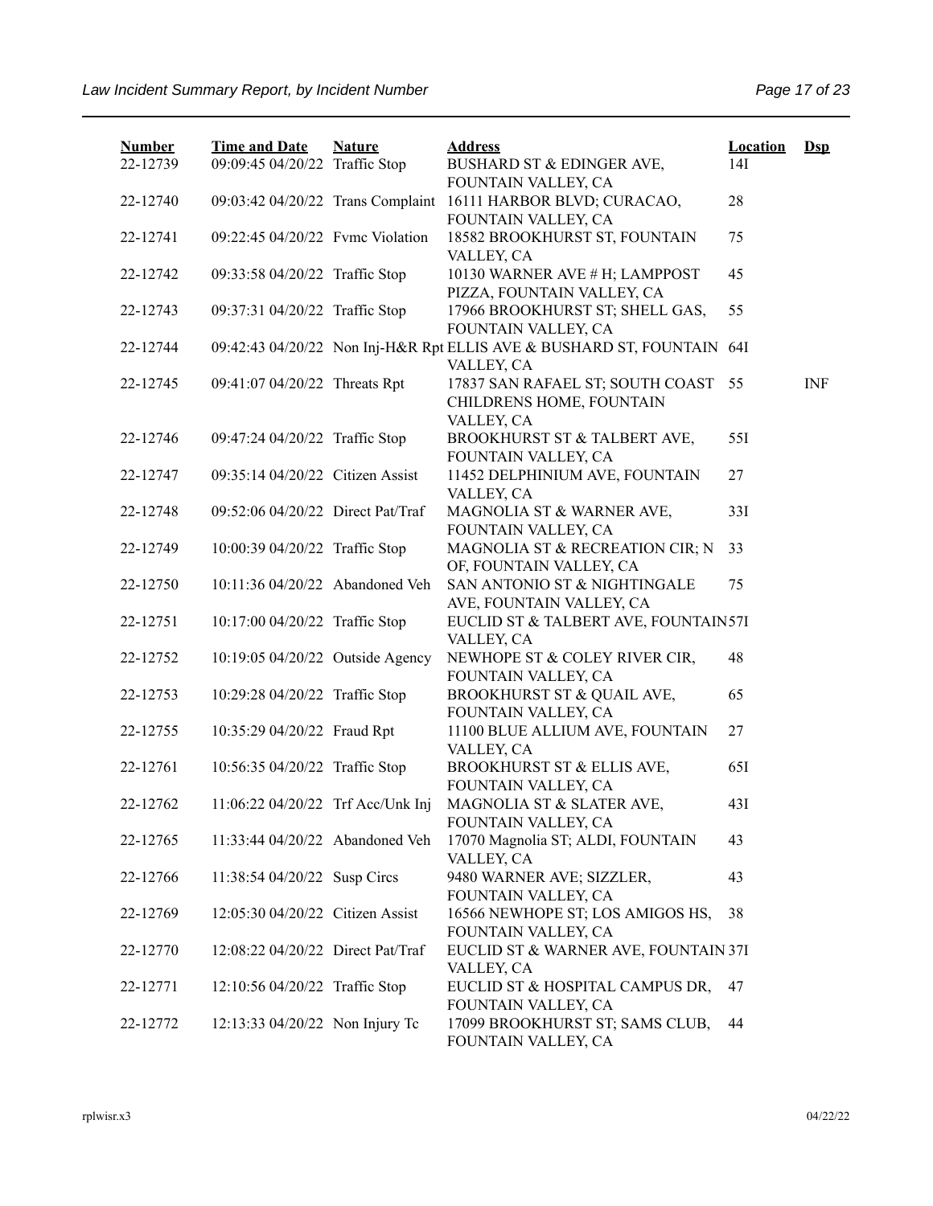| Number | Time and Date | Nature | Address | Location | Dsp |
|---|---|---|---|---|---|
| 22-12739 | 09:09:45 04/20/22 | Traffic Stop | BUSHARD ST & EDINGER AVE, FOUNTAIN VALLEY, CA | 14I | |
| 22-12740 | 09:03:42 04/20/22 | Trans Complaint | 16111 HARBOR BLVD; CURACAO, FOUNTAIN VALLEY, CA | 28 | |
| 22-12741 | 09:22:45 04/20/22 | Fvmc Violation | 18582 BROOKHURST ST, FOUNTAIN VALLEY, CA | 75 | |
| 22-12742 | 09:33:58 04/20/22 | Traffic Stop | 10130 WARNER AVE # H; LAMPPOST PIZZA, FOUNTAIN VALLEY, CA | 45 | |
| 22-12743 | 09:37:31 04/20/22 | Traffic Stop | 17966 BROOKHURST ST; SHELL GAS, FOUNTAIN VALLEY, CA | 55 | |
| 22-12744 | 09:42:43 04/20/22 | Non Inj-H&R Rpt | ELLIS AVE & BUSHARD ST, FOUNTAIN VALLEY, CA | 64I | |
| 22-12745 | 09:41:07 04/20/22 | Threats Rpt | 17837 SAN RAFAEL ST; SOUTH COAST CHILDRENS HOME, FOUNTAIN VALLEY, CA | 55 | INF |
| 22-12746 | 09:47:24 04/20/22 | Traffic Stop | BROOKHURST ST & TALBERT AVE, FOUNTAIN VALLEY, CA | 55I | |
| 22-12747 | 09:35:14 04/20/22 | Citizen Assist | 11452 DELPHINIUM AVE, FOUNTAIN VALLEY, CA | 27 | |
| 22-12748 | 09:52:06 04/20/22 | Direct Pat/Traf | MAGNOLIA ST & WARNER AVE, FOUNTAIN VALLEY, CA | 33I | |
| 22-12749 | 10:00:39 04/20/22 | Traffic Stop | MAGNOLIA ST & RECREATION CIR; N OF, FOUNTAIN VALLEY, CA | 33 | |
| 22-12750 | 10:11:36 04/20/22 | Abandoned Veh | SAN ANTONIO ST & NIGHTINGALE AVE, FOUNTAIN VALLEY, CA | 75 | |
| 22-12751 | 10:17:00 04/20/22 | Traffic Stop | EUCLID ST & TALBERT AVE, FOUNTAIN VALLEY, CA | 57I | |
| 22-12752 | 10:19:05 04/20/22 | Outside Agency | NEWHOPE ST & COLEY RIVER CIR, FOUNTAIN VALLEY, CA | 48 | |
| 22-12753 | 10:29:28 04/20/22 | Traffic Stop | BROOKHURST ST & QUAIL AVE, FOUNTAIN VALLEY, CA | 65 | |
| 22-12755 | 10:35:29 04/20/22 | Fraud Rpt | 11100 BLUE ALLIUM AVE, FOUNTAIN VALLEY, CA | 27 | |
| 22-12761 | 10:56:35 04/20/22 | Traffic Stop | BROOKHURST ST & ELLIS AVE, FOUNTAIN VALLEY, CA | 65I | |
| 22-12762 | 11:06:22 04/20/22 | Trf Acc/Unk Inj | MAGNOLIA ST & SLATER AVE, FOUNTAIN VALLEY, CA | 43I | |
| 22-12765 | 11:33:44 04/20/22 | Abandoned Veh | 17070 Magnolia ST; ALDI, FOUNTAIN VALLEY, CA | 43 | |
| 22-12766 | 11:38:54 04/20/22 | Susp Circs | 9480 WARNER AVE; SIZZLER, FOUNTAIN VALLEY, CA | 43 | |
| 22-12769 | 12:05:30 04/20/22 | Citizen Assist | 16566 NEWHOPE ST; LOS AMIGOS HS, FOUNTAIN VALLEY, CA | 38 | |
| 22-12770 | 12:08:22 04/20/22 | Direct Pat/Traf | EUCLID ST & WARNER AVE, FOUNTAIN VALLEY, CA | 37I | |
| 22-12771 | 12:10:56 04/20/22 | Traffic Stop | EUCLID ST & HOSPITAL CAMPUS DR, FOUNTAIN VALLEY, CA | 47 | |
| 22-12772 | 12:13:33 04/20/22 | Non Injury Tc | 17099 BROOKHURST ST; SAMS CLUB, FOUNTAIN VALLEY, CA | 44 | |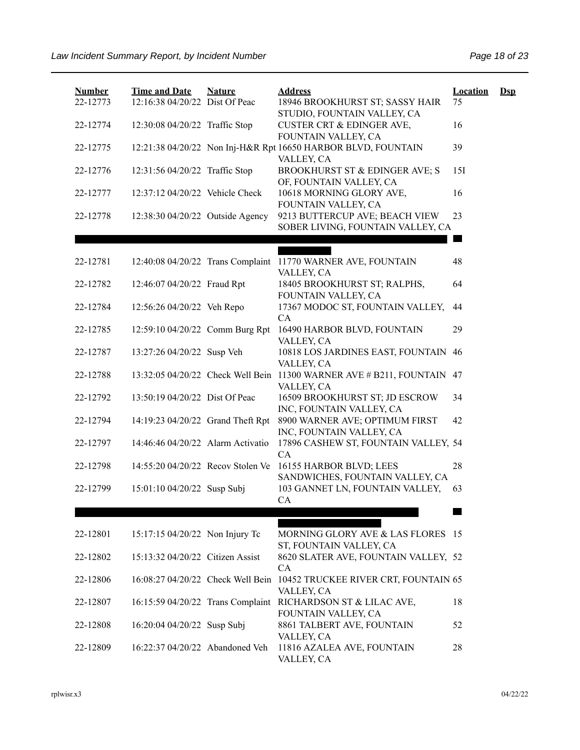| Number | Time and Date | Nature | Address | Location | Dsp |
|---|---|---|---|---|---|
| 22-12773 | 12:16:38 04/20/22 | Dist Of Peac | 18946 BROOKHURST ST; SASSY HAIR STUDIO, FOUNTAIN VALLEY, CA | 75 | |
| 22-12774 | 12:30:08 04/20/22 | Traffic Stop | CUSTER CRT & EDINGER AVE, FOUNTAIN VALLEY, CA | 16 | |
| 22-12775 | 12:21:38 04/20/22 | Non Inj-H&R Rpt | 16650 HARBOR BLVD, FOUNTAIN VALLEY, CA | 39 | |
| 22-12776 | 12:31:56 04/20/22 | Traffic Stop | BROOKHURST ST & EDINGER AVE; S OF, FOUNTAIN VALLEY, CA | 15I | |
| 22-12777 | 12:37:12 04/20/22 | Vehicle Check | 10618 MORNING GLORY AVE, FOUNTAIN VALLEY, CA | 16 | |
| 22-12778 | 12:38:30 04/20/22 | Outside Agency | 9213 BUTTERCUP AVE; BEACH VIEW SOBER LIVING, FOUNTAIN VALLEY, CA | 23 | |
| 22-12781 | 12:40:08 04/20/22 | Trans Complaint | 11770 WARNER AVE, FOUNTAIN VALLEY, CA | 48 | |
| 22-12782 | 12:46:07 04/20/22 | Fraud Rpt | 18405 BROOKHURST ST; RALPHS, FOUNTAIN VALLEY, CA | 64 | |
| 22-12784 | 12:56:26 04/20/22 | Veh Repo | 17367 MODOC ST, FOUNTAIN VALLEY, CA | 44 | |
| 22-12785 | 12:59:10 04/20/22 | Comm Burg Rpt | 16490 HARBOR BLVD, FOUNTAIN VALLEY, CA | 29 | |
| 22-12787 | 13:27:26 04/20/22 | Susp Veh | 10818 LOS JARDINES EAST, FOUNTAIN VALLEY, CA | 46 | |
| 22-12788 | 13:32:05 04/20/22 | Check Well Bein | 11300 WARNER AVE # B211, FOUNTAIN VALLEY, CA | 47 | |
| 22-12792 | 13:50:19 04/20/22 | Dist Of Peac | 16509 BROOKHURST ST; JD ESCROW INC, FOUNTAIN VALLEY, CA | 34 | |
| 22-12794 | 14:19:23 04/20/22 | Grand Theft Rpt | 8900 WARNER AVE; OPTIMUM FIRST INC, FOUNTAIN VALLEY, CA | 42 | |
| 22-12797 | 14:46:46 04/20/22 | Alarm Activatio | 17896 CASHEW ST, FOUNTAIN VALLEY, CA | 54 | |
| 22-12798 | 14:55:20 04/20/22 | Recov Stolen Ve | 16155 HARBOR BLVD; LEES SANDWICHES, FOUNTAIN VALLEY, CA | 28 | |
| 22-12799 | 15:01:10 04/20/22 | Susp Subj | 103 GANNET LN, FOUNTAIN VALLEY, CA | 63 | |
| 22-12801 | 15:17:15 04/20/22 | Non Injury Tc | MORNING GLORY AVE & LAS FLORES ST, FOUNTAIN VALLEY, CA | 15 | |
| 22-12802 | 15:13:32 04/20/22 | Citizen Assist | 8620 SLATER AVE, FOUNTAIN VALLEY, CA | 52 | |
| 22-12806 | 16:08:27 04/20/22 | Check Well Bein | 10452 TRUCKEE RIVER CRT, FOUNTAIN VALLEY, CA | 65 | |
| 22-12807 | 16:15:59 04/20/22 | Trans Complaint | RICHARDSON ST & LILAC AVE, FOUNTAIN VALLEY, CA | 18 | |
| 22-12808 | 16:20:04 04/20/22 | Susp Subj | 8861 TALBERT AVE, FOUNTAIN VALLEY, CA | 52 | |
| 22-12809 | 16:22:37 04/20/22 | Abandoned Veh | 11816 AZALEA AVE, FOUNTAIN VALLEY, CA | 28 | |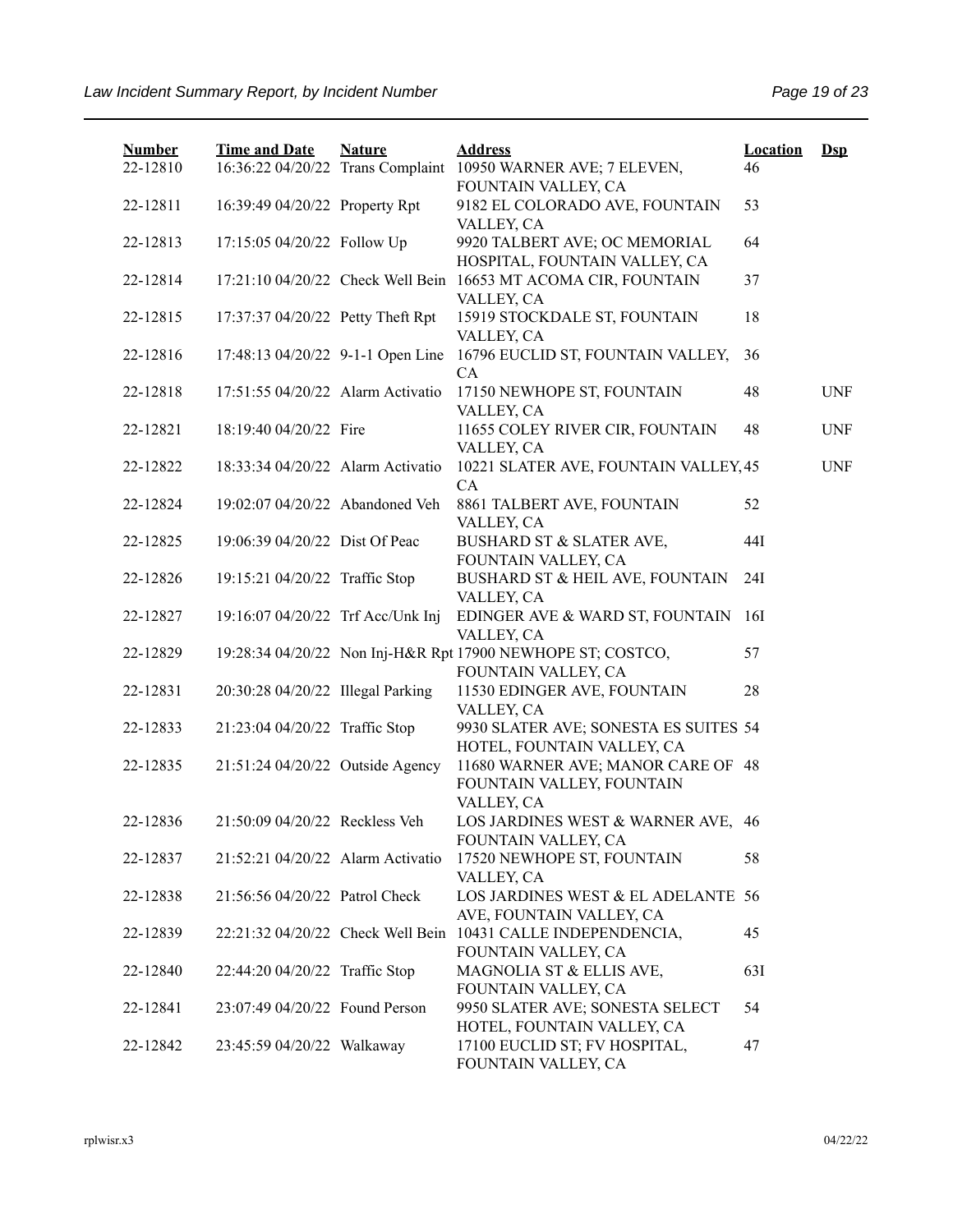| Number | Time and Date | Nature | Address | Location | Dsp |
|---|---|---|---|---|---|
| 22-12810 | 16:36:22 04/20/22 | Trans Complaint | 10950 WARNER AVE; 7 ELEVEN, FOUNTAIN VALLEY, CA | 46 | |
| 22-12811 | 16:39:49 04/20/22 | Property Rpt | 9182 EL COLORADO AVE, FOUNTAIN VALLEY, CA | 53 | |
| 22-12813 | 17:15:05 04/20/22 | Follow Up | 9920 TALBERT AVE; OC MEMORIAL HOSPITAL, FOUNTAIN VALLEY, CA | 64 | |
| 22-12814 | 17:21:10 04/20/22 | Check Well Bein | 16653 MT ACOMA CIR, FOUNTAIN VALLEY, CA | 37 | |
| 22-12815 | 17:37:37 04/20/22 | Petty Theft Rpt | 15919 STOCKDALE ST, FOUNTAIN VALLEY, CA | 18 | |
| 22-12816 | 17:48:13 04/20/22 | 9-1-1 Open Line | 16796 EUCLID ST, FOUNTAIN VALLEY, CA | 36 | |
| 22-12818 | 17:51:55 04/20/22 | Alarm Activatio | 17150 NEWHOPE ST, FOUNTAIN VALLEY, CA | 48 | UNF |
| 22-12821 | 18:19:40 04/20/22 | Fire | 11655 COLEY RIVER CIR, FOUNTAIN VALLEY, CA | 48 | UNF |
| 22-12822 | 18:33:34 04/20/22 | Alarm Activatio | 10221 SLATER AVE, FOUNTAIN VALLEY, CA | 45 | UNF |
| 22-12824 | 19:02:07 04/20/22 | Abandoned Veh | 8861 TALBERT AVE, FOUNTAIN VALLEY, CA | 52 | |
| 22-12825 | 19:06:39 04/20/22 | Dist Of Peac | BUSHARD ST & SLATER AVE, FOUNTAIN VALLEY, CA | 44I | |
| 22-12826 | 19:15:21 04/20/22 | Traffic Stop | BUSHARD ST & HEIL AVE, FOUNTAIN VALLEY, CA | 24I | |
| 22-12827 | 19:16:07 04/20/22 | Trf Acc/Unk Inj | EDINGER AVE & WARD ST, FOUNTAIN VALLEY, CA | 16I | |
| 22-12829 | 19:28:34 04/20/22 | Non Inj-H&R Rpt | 17900 NEWHOPE ST; COSTCO, FOUNTAIN VALLEY, CA | 57 | |
| 22-12831 | 20:30:28 04/20/22 | Illegal Parking | 11530 EDINGER AVE, FOUNTAIN VALLEY, CA | 28 | |
| 22-12833 | 21:23:04 04/20/22 | Traffic Stop | 9930 SLATER AVE; SONESTA ES SUITES HOTEL, FOUNTAIN VALLEY, CA | 54 | |
| 22-12835 | 21:51:24 04/20/22 | Outside Agency | 11680 WARNER AVE; MANOR CARE OF FOUNTAIN VALLEY, FOUNTAIN VALLEY, CA | 48 | |
| 22-12836 | 21:50:09 04/20/22 | Reckless Veh | LOS JARDINES WEST & WARNER AVE, FOUNTAIN VALLEY, CA | 46 | |
| 22-12837 | 21:52:21 04/20/22 | Alarm Activatio | 17520 NEWHOPE ST, FOUNTAIN VALLEY, CA | 58 | |
| 22-12838 | 21:56:56 04/20/22 | Patrol Check | LOS JARDINES WEST & EL ADELANTE AVE, FOUNTAIN VALLEY, CA | 56 | |
| 22-12839 | 22:21:32 04/20/22 | Check Well Bein | 10431 CALLE INDEPENDENCIA, FOUNTAIN VALLEY, CA | 45 | |
| 22-12840 | 22:44:20 04/20/22 | Traffic Stop | MAGNOLIA ST & ELLIS AVE, FOUNTAIN VALLEY, CA | 63I | |
| 22-12841 | 23:07:49 04/20/22 | Found Person | 9950 SLATER AVE; SONESTA SELECT HOTEL, FOUNTAIN VALLEY, CA | 54 | |
| 22-12842 | 23:45:59 04/20/22 | Walkaway | 17100 EUCLID ST; FV HOSPITAL, FOUNTAIN VALLEY, CA | 47 | |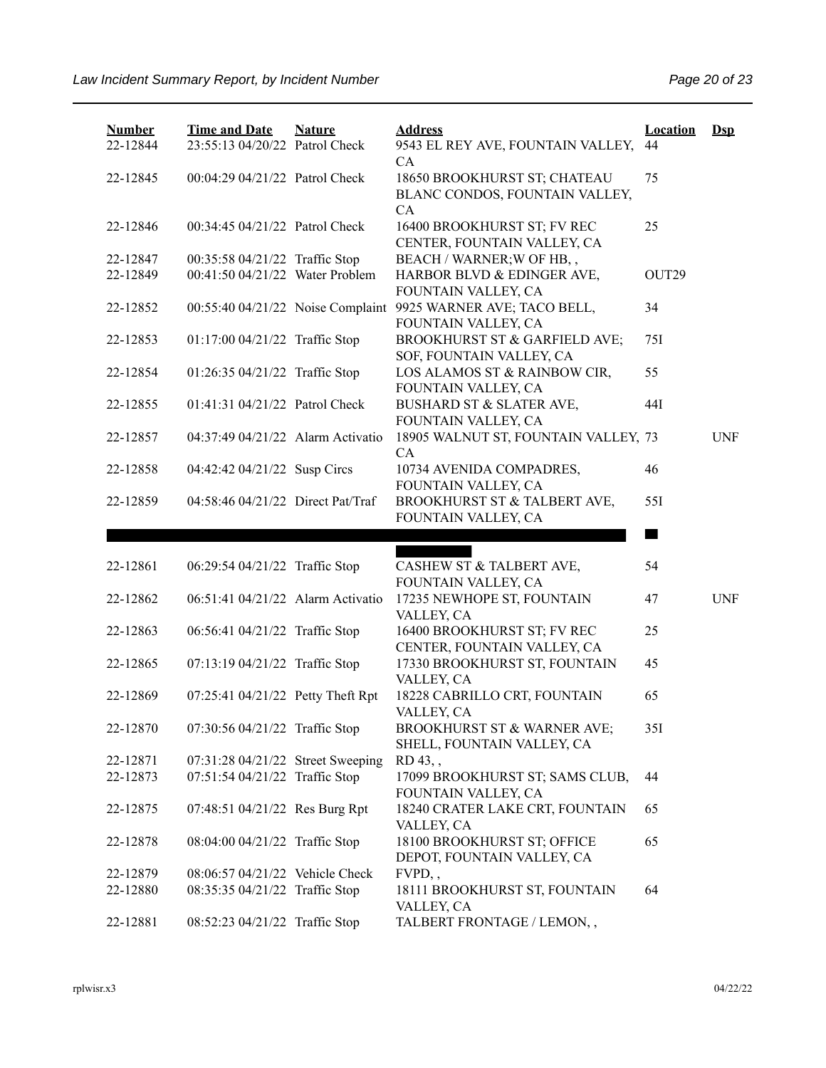| Number | Time and Date | Nature | Address | Location | Dsp |
|---|---|---|---|---|---|
| 22-12844 | 23:55:13 04/20/22 | Patrol Check | 9543 EL REY AVE, FOUNTAIN VALLEY, CA | 44 | |
| 22-12845 | 00:04:29 04/21/22 | Patrol Check | 18650 BROOKHURST ST; CHATEAU BLANC CONDOS, FOUNTAIN VALLEY, CA | 75 | |
| 22-12846 | 00:34:45 04/21/22 | Patrol Check | 16400 BROOKHURST ST; FV REC CENTER, FOUNTAIN VALLEY, CA | 25 | |
| 22-12847 | 00:35:58 04/21/22 | Traffic Stop | BEACH / WARNER;W OF HB, , | | |
| 22-12849 | 00:41:50 04/21/22 | Water Problem | HARBOR BLVD & EDINGER AVE, FOUNTAIN VALLEY, CA | OUT29 | |
| 22-12852 | 00:55:40 04/21/22 | Noise Complaint | 9925 WARNER AVE; TACO BELL, FOUNTAIN VALLEY, CA | 34 | |
| 22-12853 | 01:17:00 04/21/22 | Traffic Stop | BROOKHURST ST & GARFIELD AVE; SOF, FOUNTAIN VALLEY, CA | 75I | |
| 22-12854 | 01:26:35 04/21/22 | Traffic Stop | LOS ALAMOS ST & RAINBOW CIR, FOUNTAIN VALLEY, CA | 55 | |
| 22-12855 | 01:41:31 04/21/22 | Patrol Check | BUSHARD ST & SLATER AVE, FOUNTAIN VALLEY, CA | 44I | |
| 22-12857 | 04:37:49 04/21/22 | Alarm Activatio | 18905 WALNUT ST, FOUNTAIN VALLEY, CA | 73 | UNF |
| 22-12858 | 04:42:42 04/21/22 | Susp Circs | 10734 AVENIDA COMPADRES, FOUNTAIN VALLEY, CA | 46 | |
| 22-12859 | 04:58:46 04/21/22 | Direct Pat/Traf | BROOKHURST ST & TALBERT AVE, FOUNTAIN VALLEY, CA | 55I | |
| 22-12861 | 06:29:54 04/21/22 | Traffic Stop | CASHEW ST & TALBERT AVE, FOUNTAIN VALLEY, CA | 54 | |
| 22-12862 | 06:51:41 04/21/22 | Alarm Activatio | 17235 NEWHOPE ST, FOUNTAIN VALLEY, CA | 47 | UNF |
| 22-12863 | 06:56:41 04/21/22 | Traffic Stop | 16400 BROOKHURST ST; FV REC CENTER, FOUNTAIN VALLEY, CA | 25 | |
| 22-12865 | 07:13:19 04/21/22 | Traffic Stop | 17330 BROOKHURST ST, FOUNTAIN VALLEY, CA | 45 | |
| 22-12869 | 07:25:41 04/21/22 | Petty Theft Rpt | 18228 CABRILLO CRT, FOUNTAIN VALLEY, CA | 65 | |
| 22-12870 | 07:30:56 04/21/22 | Traffic Stop | BROOKHURST ST & WARNER AVE; SHELL, FOUNTAIN VALLEY, CA | 35I | |
| 22-12871 | 07:31:28 04/21/22 | Street Sweeping | RD 43, , | | |
| 22-12873 | 07:51:54 04/21/22 | Traffic Stop | 17099 BROOKHURST ST; SAMS CLUB, FOUNTAIN VALLEY, CA | 44 | |
| 22-12875 | 07:48:51 04/21/22 | Res Burg Rpt | 18240 CRATER LAKE CRT, FOUNTAIN VALLEY, CA | 65 | |
| 22-12878 | 08:04:00 04/21/22 | Traffic Stop | 18100 BROOKHURST ST; OFFICE DEPOT, FOUNTAIN VALLEY, CA | 65 | |
| 22-12879 | 08:06:57 04/21/22 | Vehicle Check | FVPD, , | | |
| 22-12880 | 08:35:35 04/21/22 | Traffic Stop | 18111 BROOKHURST ST, FOUNTAIN VALLEY, CA | 64 | |
| 22-12881 | 08:52:23 04/21/22 | Traffic Stop | TALBERT FRONTAGE / LEMON, , | | |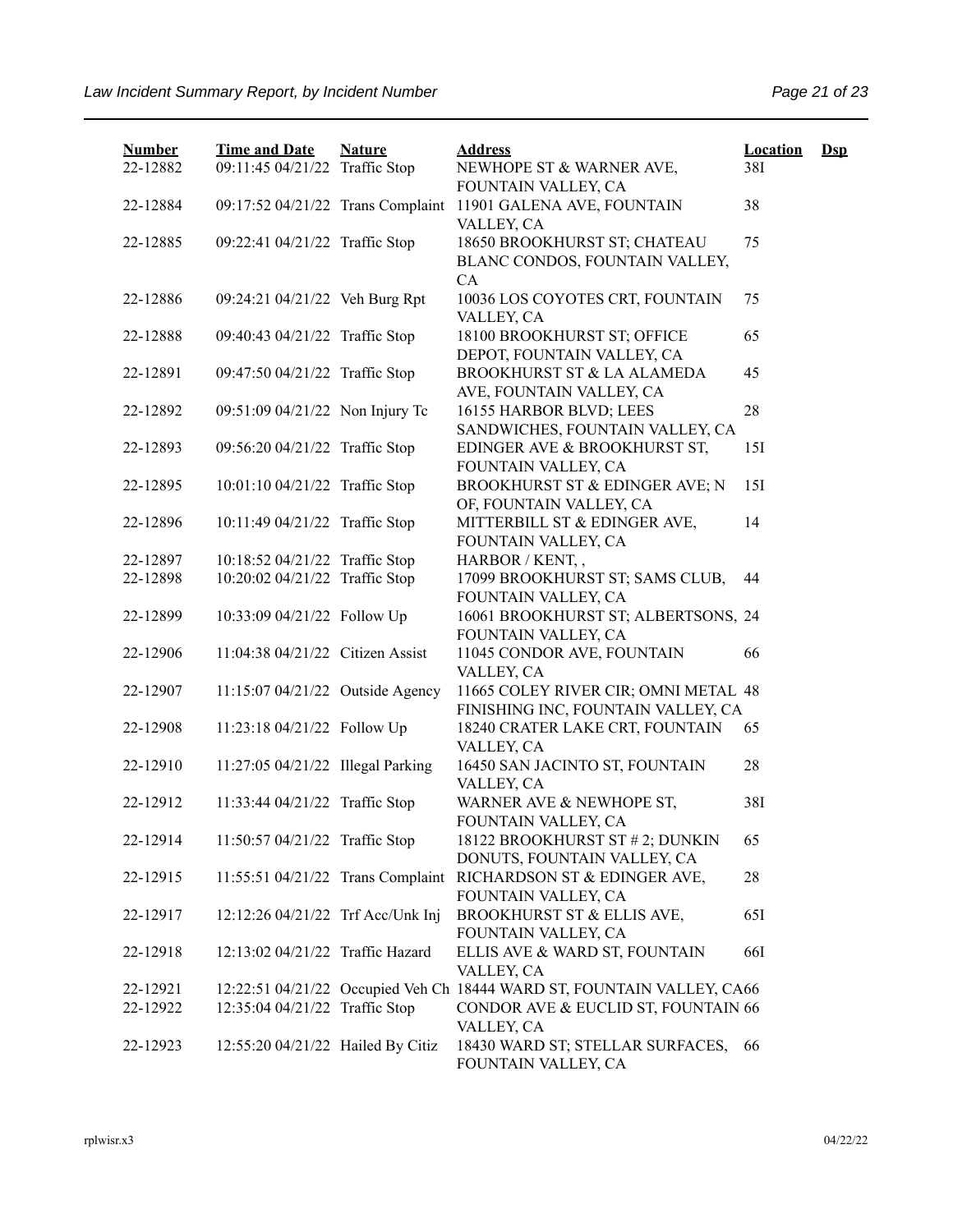| Number | Time and Date | Nature | Address | Location | Dsp |
|---|---|---|---|---|---|
| 22-12882 | 09:11:45 04/21/22 | Traffic Stop | NEWHOPE ST & WARNER AVE, FOUNTAIN VALLEY, CA | 38I | |
| 22-12884 | 09:17:52 04/21/22 | Trans Complaint | 11901 GALENA AVE, FOUNTAIN VALLEY, CA | 38 | |
| 22-12885 | 09:22:41 04/21/22 | Traffic Stop | 18650 BROOKHURST ST; CHATEAU BLANC CONDOS, FOUNTAIN VALLEY, CA | 75 | |
| 22-12886 | 09:24:21 04/21/22 | Veh Burg Rpt | 10036 LOS COYOTES CRT, FOUNTAIN VALLEY, CA | 75 | |
| 22-12888 | 09:40:43 04/21/22 | Traffic Stop | 18100 BROOKHURST ST; OFFICE DEPOT, FOUNTAIN VALLEY, CA | 65 | |
| 22-12891 | 09:47:50 04/21/22 | Traffic Stop | BROOKHURST ST & LA ALAMEDA AVE, FOUNTAIN VALLEY, CA | 45 | |
| 22-12892 | 09:51:09 04/21/22 | Non Injury Tc | 16155 HARBOR BLVD; LEES SANDWICHES, FOUNTAIN VALLEY, CA | 28 | |
| 22-12893 | 09:56:20 04/21/22 | Traffic Stop | EDINGER AVE & BROOKHURST ST, FOUNTAIN VALLEY, CA | 15I | |
| 22-12895 | 10:01:10 04/21/22 | Traffic Stop | BROOKHURST ST & EDINGER AVE; N OF, FOUNTAIN VALLEY, CA | 15I | |
| 22-12896 | 10:11:49 04/21/22 | Traffic Stop | MITTERBILL ST & EDINGER AVE, FOUNTAIN VALLEY, CA | 14 | |
| 22-12897 | 10:18:52 04/21/22 | Traffic Stop | HARBOR / KENT, , | | |
| 22-12898 | 10:20:02 04/21/22 | Traffic Stop | 17099 BROOKHURST ST; SAMS CLUB, FOUNTAIN VALLEY, CA | 44 | |
| 22-12899 | 10:33:09 04/21/22 | Follow Up | 16061 BROOKHURST ST; ALBERTSONS, FOUNTAIN VALLEY, CA | 24 | |
| 22-12906 | 11:04:38 04/21/22 | Citizen Assist | 11045 CONDOR AVE, FOUNTAIN VALLEY, CA | 66 | |
| 22-12907 | 11:15:07 04/21/22 | Outside Agency | 11665 COLEY RIVER CIR; OMNI METAL FINISHING INC, FOUNTAIN VALLEY, CA | 48 | |
| 22-12908 | 11:23:18 04/21/22 | Follow Up | 18240 CRATER LAKE CRT, FOUNTAIN VALLEY, CA | 65 | |
| 22-12910 | 11:27:05 04/21/22 | Illegal Parking | 16450 SAN JACINTO ST, FOUNTAIN VALLEY, CA | 28 | |
| 22-12912 | 11:33:44 04/21/22 | Traffic Stop | WARNER AVE & NEWHOPE ST, FOUNTAIN VALLEY, CA | 38I | |
| 22-12914 | 11:50:57 04/21/22 | Traffic Stop | 18122 BROOKHURST ST # 2; DUNKIN DONUTS, FOUNTAIN VALLEY, CA | 65 | |
| 22-12915 | 11:55:51 04/21/22 | Trans Complaint | RICHARDSON ST & EDINGER AVE, FOUNTAIN VALLEY, CA | 28 | |
| 22-12917 | 12:12:26 04/21/22 | Trf Acc/Unk Inj | BROOKHURST ST & ELLIS AVE, FOUNTAIN VALLEY, CA | 65I | |
| 22-12918 | 12:13:02 04/21/22 | Traffic Hazard | ELLIS AVE & WARD ST, FOUNTAIN VALLEY, CA | 66I | |
| 22-12921 | 12:22:51 04/21/22 | Occupied Veh Ch | 18444 WARD ST, FOUNTAIN VALLEY, CA | 66 | |
| 22-12922 | 12:35:04 04/21/22 | Traffic Stop | CONDOR AVE & EUCLID ST, FOUNTAIN VALLEY, CA | 66 | |
| 22-12923 | 12:55:20 04/21/22 | Hailed By Citiz | 18430 WARD ST; STELLAR SURFACES, FOUNTAIN VALLEY, CA | 66 | |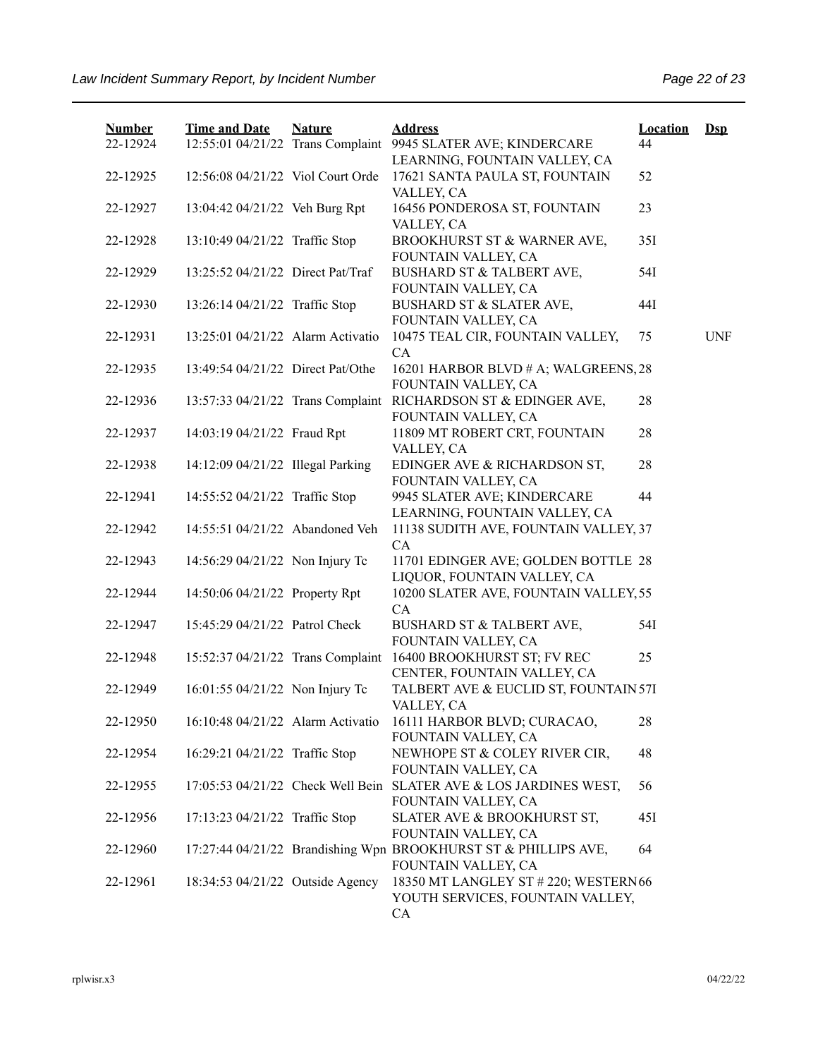| Number | Time and Date | Nature | Address | Location | Dsp |
|---|---|---|---|---|---|
| 22-12924 | 12:55:01 04/21/22 | Trans Complaint | 9945 SLATER AVE; KINDERCARE LEARNING, FOUNTAIN VALLEY, CA | 44 | |
| 22-12925 | 12:56:08 04/21/22 | Viol Court Orde | 17621 SANTA PAULA ST, FOUNTAIN VALLEY, CA | 52 | |
| 22-12927 | 13:04:42 04/21/22 | Veh Burg Rpt | 16456 PONDEROSA ST, FOUNTAIN VALLEY, CA | 23 | |
| 22-12928 | 13:10:49 04/21/22 | Traffic Stop | BROOKHURST ST & WARNER AVE, FOUNTAIN VALLEY, CA | 35I | |
| 22-12929 | 13:25:52 04/21/22 | Direct Pat/Traf | BUSHARD ST & TALBERT AVE, FOUNTAIN VALLEY, CA | 54I | |
| 22-12930 | 13:26:14 04/21/22 | Traffic Stop | BUSHARD ST & SLATER AVE, FOUNTAIN VALLEY, CA | 44I | |
| 22-12931 | 13:25:01 04/21/22 | Alarm Activatio | 10475 TEAL CIR, FOUNTAIN VALLEY, CA | 75 | UNF |
| 22-12935 | 13:49:54 04/21/22 | Direct Pat/Othe | 16201 HARBOR BLVD # A; WALGREENS, FOUNTAIN VALLEY, CA | 28 | |
| 22-12936 | 13:57:33 04/21/22 | Trans Complaint | RICHARDSON ST & EDINGER AVE, FOUNTAIN VALLEY, CA | 28 | |
| 22-12937 | 14:03:19 04/21/22 | Fraud Rpt | 11809 MT ROBERT CRT, FOUNTAIN VALLEY, CA | 28 | |
| 22-12938 | 14:12:09 04/21/22 | Illegal Parking | EDINGER AVE & RICHARDSON ST, FOUNTAIN VALLEY, CA | 28 | |
| 22-12941 | 14:55:52 04/21/22 | Traffic Stop | 9945 SLATER AVE; KINDERCARE LEARNING, FOUNTAIN VALLEY, CA | 44 | |
| 22-12942 | 14:55:51 04/21/22 | Abandoned Veh | 11138 SUDITH AVE, FOUNTAIN VALLEY, CA | 37 | |
| 22-12943 | 14:56:29 04/21/22 | Non Injury Tc | 11701 EDINGER AVE; GOLDEN BOTTLE LIQUOR, FOUNTAIN VALLEY, CA | 28 | |
| 22-12944 | 14:50:06 04/21/22 | Property Rpt | 10200 SLATER AVE, FOUNTAIN VALLEY, CA | 55 | |
| 22-12947 | 15:45:29 04/21/22 | Patrol Check | BUSHARD ST & TALBERT AVE, FOUNTAIN VALLEY, CA | 54I | |
| 22-12948 | 15:52:37 04/21/22 | Trans Complaint | 16400 BROOKHURST ST; FV REC CENTER, FOUNTAIN VALLEY, CA | 25 | |
| 22-12949 | 16:01:55 04/21/22 | Non Injury Tc | TALBERT AVE & EUCLID ST, FOUNTAIN VALLEY, CA | 57I | |
| 22-12950 | 16:10:48 04/21/22 | Alarm Activatio | 16111 HARBOR BLVD; CURACAO, FOUNTAIN VALLEY, CA | 28 | |
| 22-12954 | 16:29:21 04/21/22 | Traffic Stop | NEWHOPE ST & COLEY RIVER CIR, FOUNTAIN VALLEY, CA | 48 | |
| 22-12955 | 17:05:53 04/21/22 | Check Well Bein | SLATER AVE & LOS JARDINES WEST, FOUNTAIN VALLEY, CA | 56 | |
| 22-12956 | 17:13:23 04/21/22 | Traffic Stop | SLATER AVE & BROOKHURST ST, FOUNTAIN VALLEY, CA | 45I | |
| 22-12960 | 17:27:44 04/21/22 | Brandishing Wpn | BROOKHURST ST & PHILLIPS AVE, FOUNTAIN VALLEY, CA | 64 | |
| 22-12961 | 18:34:53 04/21/22 | Outside Agency | 18350 MT LANGLEY ST # 220; WESTERN YOUTH SERVICES, FOUNTAIN VALLEY, CA | 66 | |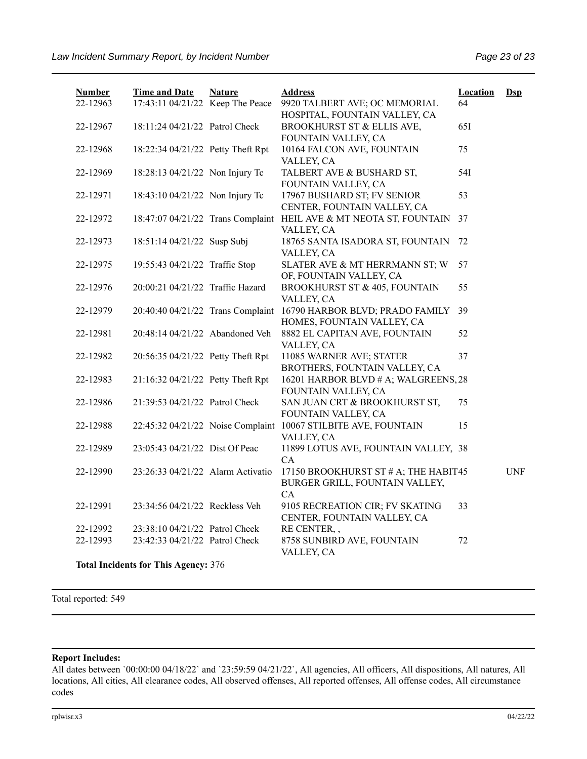| Number | Time and Date | Nature | Address | Location | Dsp |
|---|---|---|---|---|---|
| 22-12963 | 17:43:11 04/21/22 | Keep The Peace | 9920 TALBERT AVE; OC MEMORIAL HOSPITAL, FOUNTAIN VALLEY, CA | 64 | |
| 22-12967 | 18:11:24 04/21/22 | Patrol Check | BROOKHURST ST & ELLIS AVE, FOUNTAIN VALLEY, CA | 65I | |
| 22-12968 | 18:22:34 04/21/22 | Petty Theft Rpt | 10164 FALCON AVE, FOUNTAIN VALLEY, CA | 75 | |
| 22-12969 | 18:28:13 04/21/22 | Non Injury Tc | TALBERT AVE & BUSHARD ST, FOUNTAIN VALLEY, CA | 54I | |
| 22-12971 | 18:43:10 04/21/22 | Non Injury Tc | 17967 BUSHARD ST; FV SENIOR CENTER, FOUNTAIN VALLEY, CA | 53 | |
| 22-12972 | 18:47:07 04/21/22 | Trans Complaint | HEIL AVE & MT NEOTA ST, FOUNTAIN VALLEY, CA | 37 | |
| 22-12973 | 18:51:14 04/21/22 | Susp Subj | 18765 SANTA ISADORA ST, FOUNTAIN VALLEY, CA | 72 | |
| 22-12975 | 19:55:43 04/21/22 | Traffic Stop | SLATER AVE & MT HERRMANN ST; W OF, FOUNTAIN VALLEY, CA | 57 | |
| 22-12976 | 20:00:21 04/21/22 | Traffic Hazard | BROOKHURST ST & 405, FOUNTAIN VALLEY, CA | 55 | |
| 22-12979 | 20:40:40 04/21/22 | Trans Complaint | 16790 HARBOR BLVD; PRADO FAMILY HOMES, FOUNTAIN VALLEY, CA | 39 | |
| 22-12981 | 20:48:14 04/21/22 | Abandoned Veh | 8882 EL CAPITAN AVE, FOUNTAIN VALLEY, CA | 52 | |
| 22-12982 | 20:56:35 04/21/22 | Petty Theft Rpt | 11085 WARNER AVE; STATER BROTHERS, FOUNTAIN VALLEY, CA | 37 | |
| 22-12983 | 21:16:32 04/21/22 | Petty Theft Rpt | 16201 HARBOR BLVD # A; WALGREENS, FOUNTAIN VALLEY, CA | 28 | |
| 22-12986 | 21:39:53 04/21/22 | Patrol Check | SAN JUAN CRT & BROOKHURST ST, FOUNTAIN VALLEY, CA | 75 | |
| 22-12988 | 22:45:32 04/21/22 | Noise Complaint | 10067 STILBITE AVE, FOUNTAIN VALLEY, CA | 15 | |
| 22-12989 | 23:05:43 04/21/22 | Dist Of Peac | 11899 LOTUS AVE, FOUNTAIN VALLEY, CA | 38 | |
| 22-12990 | 23:26:33 04/21/22 | Alarm Activatio | 17150 BROOKHURST ST # A; THE HABIT BURGER GRILL, FOUNTAIN VALLEY, CA | 45 | UNF |
| 22-12991 | 23:34:56 04/21/22 | Reckless Veh | 9105 RECREATION CIR; FV SKATING CENTER, FOUNTAIN VALLEY, CA | 33 | |
| 22-12992 | 23:38:10 04/21/22 | Patrol Check | RE CENTER, , | | |
| 22-12993 | 23:42:33 04/21/22 | Patrol Check | 8758 SUNBIRD AVE, FOUNTAIN VALLEY, CA | 72 | |

**Total Incidents for This Agency:** 376

Total reported: 549

**Report Includes:**

All dates between `00:00:00 04/18/22` and `23:59:59 04/21/22`, All agencies, All officers, All dispositions, All natures, All locations, All cities, All clearance codes, All observed offenses, All reported offenses, All offense codes, All circumstance codes

rplwisr.x3 04/22/22